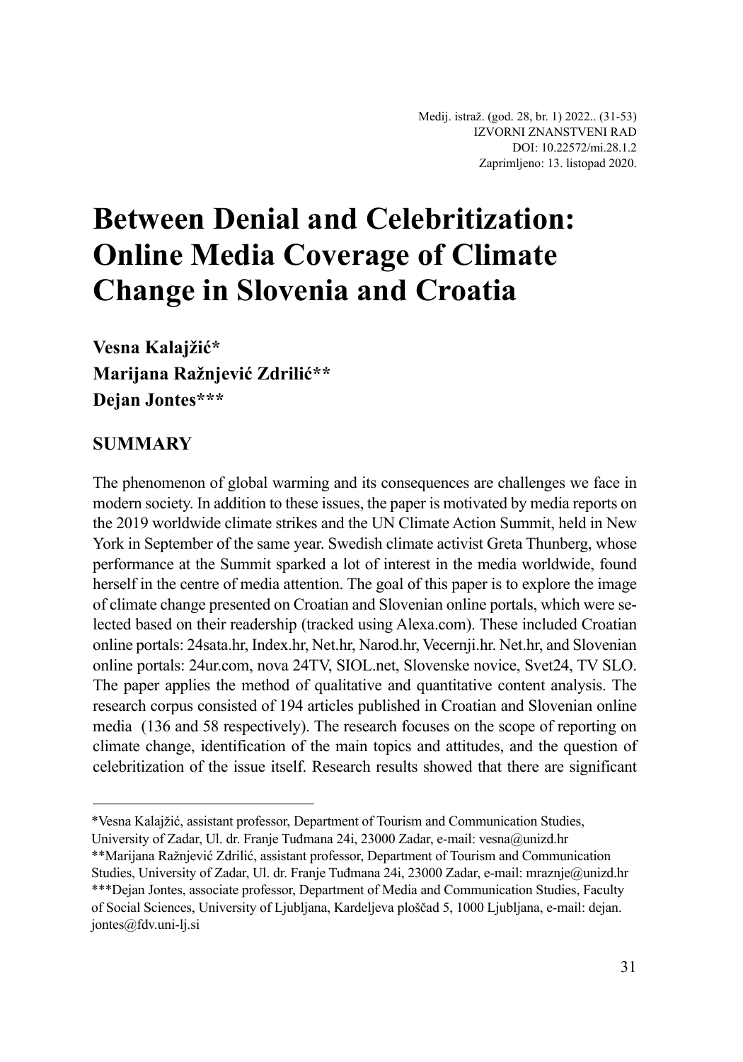Medij. istraž. (god. 28, br. 1) 2022.. (31-53)
IZVORNI ZNANSTVENI RAD
DOI: 10.22572/mi.28.1.2
Zaprimljeno: 13. listopad 2020.

# Between Denial and Celebritization: Online Media Coverage of Climate Change in Slovenia and Croatia

**Vesna Kalajžić***
**Marijana Ražnjević Zdrilić****
**Dejan Jontes*****

## SUMMARY

The phenomenon of global warming and its consequences are challenges we face in modern society. In addition to these issues, the paper is motivated by media reports on the 2019 worldwide climate strikes and the UN Climate Action Summit, held in New York in September of the same year. Swedish climate activist Greta Thunberg, whose performance at the Summit sparked a lot of interest in the media worldwide, found herself in the centre of media attention. The goal of this paper is to explore the image of climate change presented on Croatian and Slovenian online portals, which were selected based on their readership (tracked using Alexa.com). These included Croatian online portals: 24sata.hr, Index.hr, Net.hr, Narod.hr, Vecernji.hr. Net.hr, and Slovenian online portals: 24ur.com, nova 24TV, SIOL.net, Slovenske novice, Svet24, TV SLO. The paper applies the method of qualitative and quantitative content analysis. The research corpus consisted of 194 articles published in Croatian and Slovenian online media (136 and 58 respectively). The research focuses on the scope of reporting on climate change, identification of the main topics and attitudes, and the question of celebritization of the issue itself. Research results showed that there are significant

---

*Vesna Kalajžić, assistant professor, Department of Tourism and Communication Studies, University of Zadar, Ul. dr. Franje Tuđmana 24i, 23000 Zadar, e-mail: vesna@unizd.hr
**Marijana Ražnjević Zdrilić, assistant professor, Department of Tourism and Communication Studies, University of Zadar, Ul. dr. Franje Tuđmana 24i, 23000 Zadar, e-mail: mraznje@unizd.hr
***Dejan Jontes, associate professor, Department of Media and Communication Studies, Faculty of Social Sciences, University of Ljubljana, Kardeljeva ploščad 5, 1000 Ljubljana, e-mail: dejan.jontes@fdv.uni-lj.si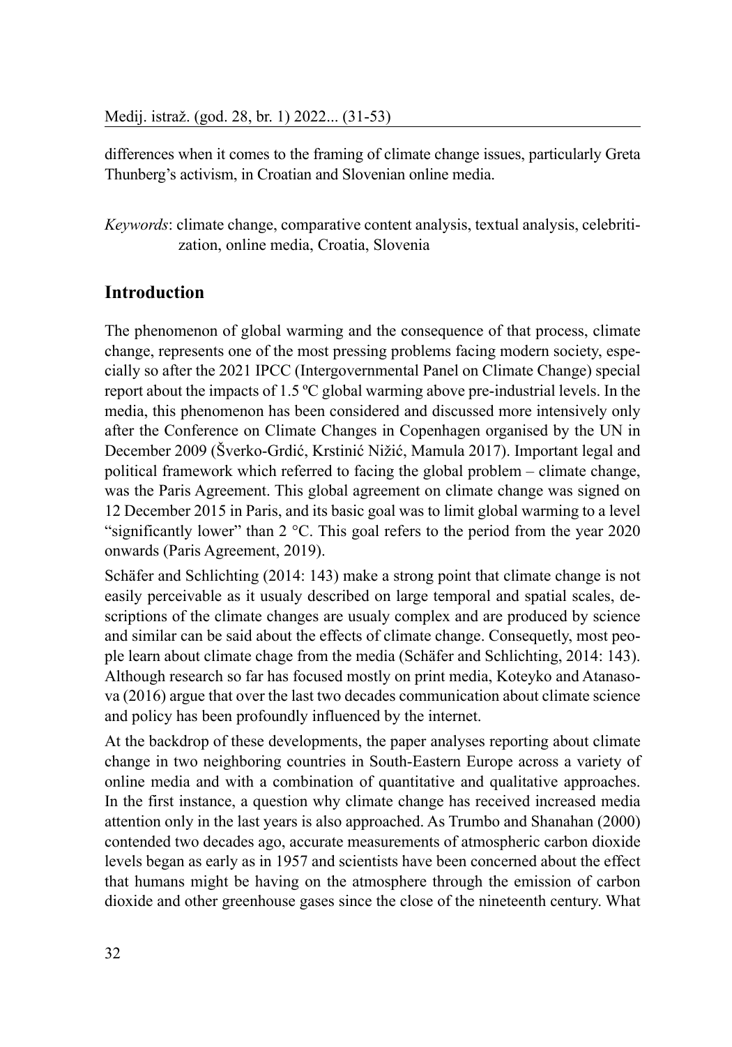differences when it comes to the framing of climate change issues, particularly Greta Thunberg's activism, in Croatian and Slovenian online media.

*Keywords*: climate change, comparative content analysis, textual analysis, celebritization, online media, Croatia, Slovenia

## Introduction

The phenomenon of global warming and the consequence of that process, climate change, represents one of the most pressing problems facing modern society, especially so after the 2021 IPCC (Intergovernmental Panel on Climate Change) special report about the impacts of 1.5 ºC global warming above pre-industrial levels. In the media, this phenomenon has been considered and discussed more intensively only after the Conference on Climate Changes in Copenhagen organised by the UN in December 2009 (Šverko-Grdić, Krstinić Nižić, Mamula 2017). Important legal and political framework which referred to facing the global problem – climate change, was the Paris Agreement. This global agreement on climate change was signed on 12 December 2015 in Paris, and its basic goal was to limit global warming to a level "significantly lower" than 2 °C. This goal refers to the period from the year 2020 onwards (Paris Agreement, 2019).

Schäfer and Schlichting (2014: 143) make a strong point that climate change is not easily perceivable as it usualy described on large temporal and spatial scales, descriptions of the climate changes are usualy complex and are produced by science and similar can be said about the effects of climate change. Consequetly, most people learn about climate chage from the media (Schäfer and Schlichting, 2014: 143). Although research so far has focused mostly on print media, Koteyko and Atanasova (2016) argue that over the last two decades communication about climate science and policy has been profoundly influenced by the internet.

At the backdrop of these developments, the paper analyses reporting about climate change in two neighboring countries in South-Eastern Europe across a variety of online media and with a combination of quantitative and qualitative approaches. In the first instance, a question why climate change has received increased media attention only in the last years is also approached. As Trumbo and Shanahan (2000) contended two decades ago, accurate measurements of atmospheric carbon dioxide levels began as early as in 1957 and scientists have been concerned about the effect that humans might be having on the atmosphere through the emission of carbon dioxide and other greenhouse gases since the close of the nineteenth century. What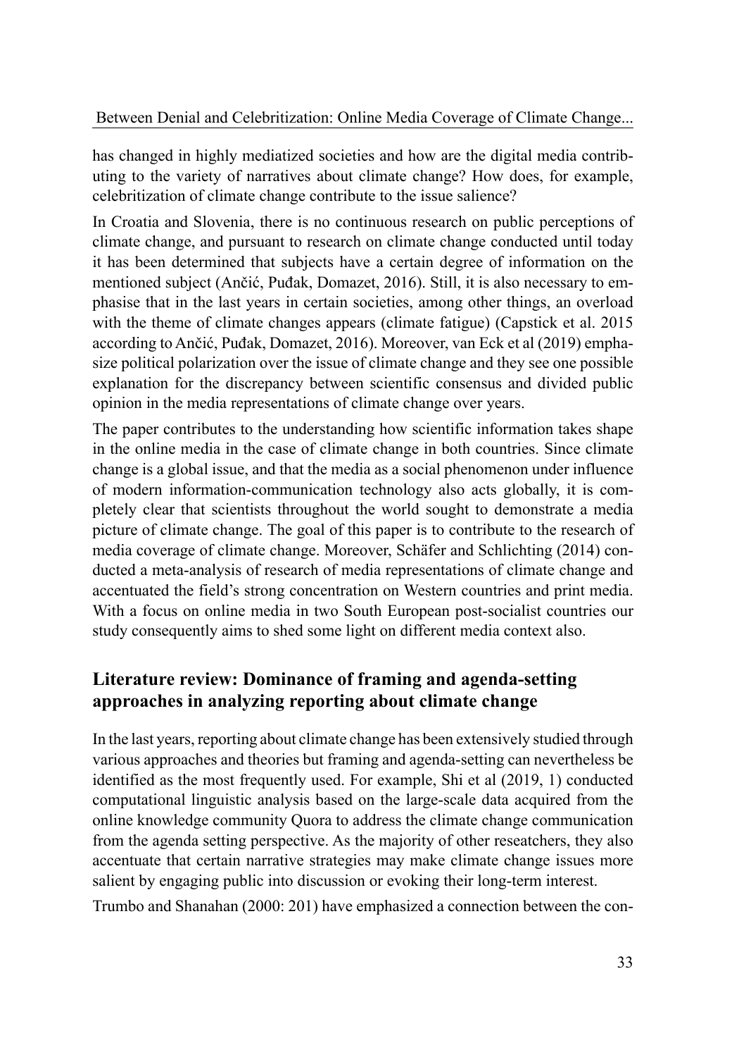has changed in highly mediatized societies and how are the digital media contributing to the variety of narratives about climate change? How does, for example, celebritization of climate change contribute to the issue salience?

In Croatia and Slovenia, there is no continuous research on public perceptions of climate change, and pursuant to research on climate change conducted until today it has been determined that subjects have a certain degree of information on the mentioned subject (Ančić, Puđak, Domazet, 2016). Still, it is also necessary to emphasise that in the last years in certain societies, among other things, an overload with the theme of climate changes appears (climate fatigue) (Capstick et al. 2015 according to Ančić, Puđak, Domazet, 2016). Moreover, van Eck et al (2019) emphasize political polarization over the issue of climate change and they see one possible explanation for the discrepancy between scientific consensus and divided public opinion in the media representations of climate change over years.

The paper contributes to the understanding how scientific information takes shape in the online media in the case of climate change in both countries. Since climate change is a global issue, and that the media as a social phenomenon under influence of modern information-communication technology also acts globally, it is completely clear that scientists throughout the world sought to demonstrate a media picture of climate change. The goal of this paper is to contribute to the research of media coverage of climate change. Moreover, Schäfer and Schlichting (2014) conducted a meta-analysis of research of media representations of climate change and accentuated the field's strong concentration on Western countries and print media. With a focus on online media in two South European post-socialist countries our study consequently aims to shed some light on different media context also.

## Literature review: Dominance of framing and agenda-setting approaches in analyzing reporting about climate change

In the last years, reporting about climate change has been extensively studied through various approaches and theories but framing and agenda-setting can nevertheless be identified as the most frequently used. For example, Shi et al (2019, 1) conducted computational linguistic analysis based on the large-scale data acquired from the online knowledge community Quora to address the climate change communication from the agenda setting perspective. As the majority of other reseatchers, they also accentuate that certain narrative strategies may make climate change issues more salient by engaging public into discussion or evoking their long-term interest.

Trumbo and Shanahan (2000: 201) have emphasized a connection between the con-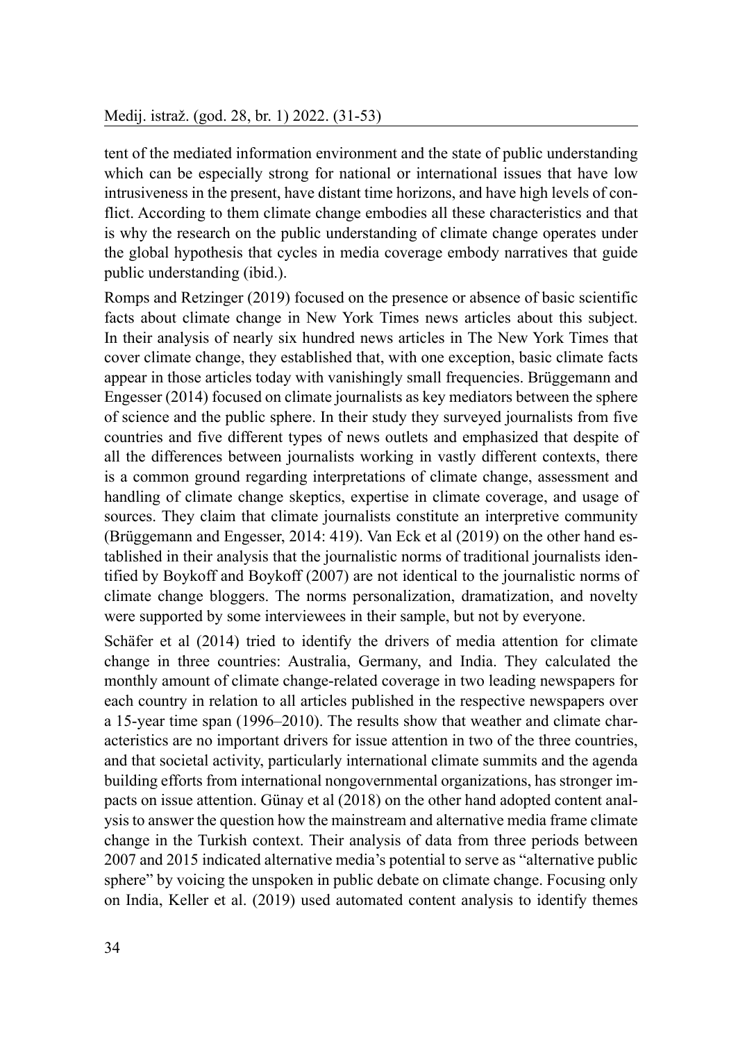tent of the mediated information environment and the state of public understanding which can be especially strong for national or international issues that have low intrusiveness in the present, have distant time horizons, and have high levels of conflict. According to them climate change embodies all these characteristics and that is why the research on the public understanding of climate change operates under the global hypothesis that cycles in media coverage embody narratives that guide public understanding (ibid.).

Romps and Retzinger (2019) focused on the presence or absence of basic scientific facts about climate change in New York Times news articles about this subject. In their analysis of nearly six hundred news articles in The New York Times that cover climate change, they established that, with one exception, basic climate facts appear in those articles today with vanishingly small frequencies. Brüggemann and Engesser (2014) focused on climate journalists as key mediators between the sphere of science and the public sphere. In their study they surveyed journalists from five countries and five different types of news outlets and emphasized that despite of all the differences between journalists working in vastly different contexts, there is a common ground regarding interpretations of climate change, assessment and handling of climate change skeptics, expertise in climate coverage, and usage of sources. They claim that climate journalists constitute an interpretive community (Brüggemann and Engesser, 2014: 419). Van Eck et al (2019) on the other hand established in their analysis that the journalistic norms of traditional journalists identified by Boykoff and Boykoff (2007) are not identical to the journalistic norms of climate change bloggers. The norms personalization, dramatization, and novelty were supported by some interviewees in their sample, but not by everyone.

Schäfer et al (2014) tried to identify the drivers of media attention for climate change in three countries: Australia, Germany, and India. They calculated the monthly amount of climate change-related coverage in two leading newspapers for each country in relation to all articles published in the respective newspapers over a 15-year time span (1996–2010). The results show that weather and climate characteristics are no important drivers for issue attention in two of the three countries, and that societal activity, particularly international climate summits and the agenda building efforts from international nongovernmental organizations, has stronger impacts on issue attention. Günay et al (2018) on the other hand adopted content analysis to answer the question how the mainstream and alternative media frame climate change in the Turkish context. Their analysis of data from three periods between 2007 and 2015 indicated alternative media's potential to serve as "alternative public sphere" by voicing the unspoken in public debate on climate change. Focusing only on India, Keller et al. (2019) used automated content analysis to identify themes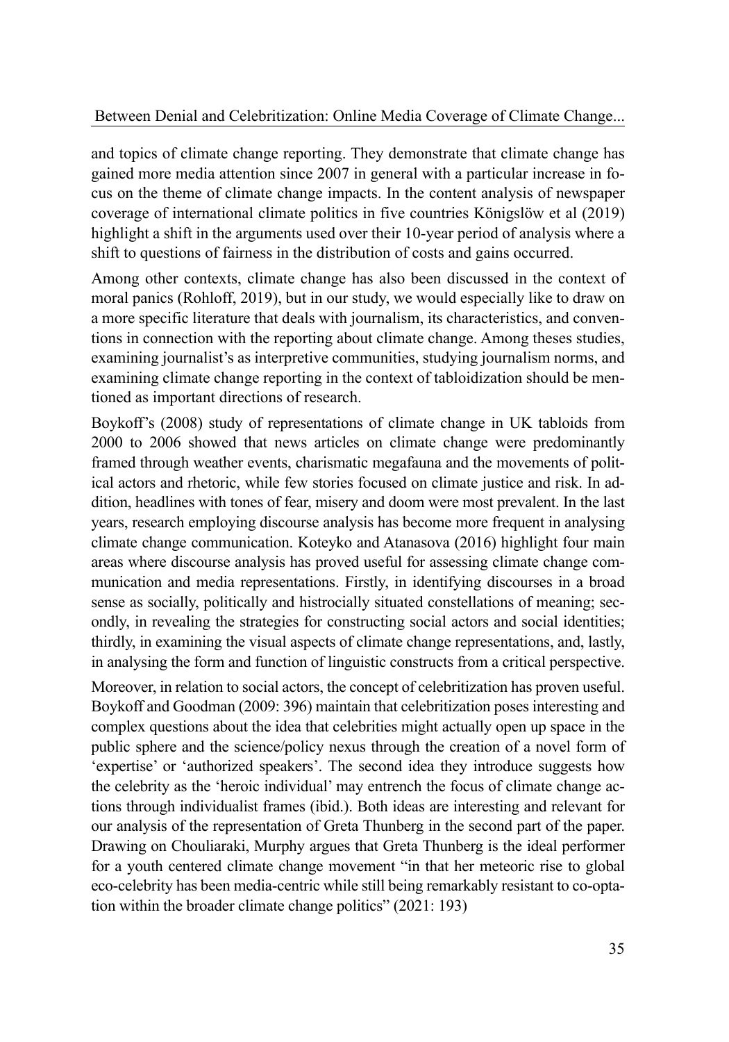and topics of climate change reporting. They demonstrate that climate change has gained more media attention since 2007 in general with a particular increase in focus on the theme of climate change impacts. In the content analysis of newspaper coverage of international climate politics in five countries Königslöw et al (2019) highlight a shift in the arguments used over their 10-year period of analysis where a shift to questions of fairness in the distribution of costs and gains occurred.

Among other contexts, climate change has also been discussed in the context of moral panics (Rohloff, 2019), but in our study, we would especially like to draw on a more specific literature that deals with journalism, its characteristics, and conventions in connection with the reporting about climate change. Among theses studies, examining journalist's as interpretive communities, studying journalism norms, and examining climate change reporting in the context of tabloidization should be mentioned as important directions of research.

Boykoff's (2008) study of representations of climate change in UK tabloids from 2000 to 2006 showed that news articles on climate change were predominantly framed through weather events, charismatic megafauna and the movements of political actors and rhetoric, while few stories focused on climate justice and risk. In addition, headlines with tones of fear, misery and doom were most prevalent. In the last years, research employing discourse analysis has become more frequent in analysing climate change communication. Koteyko and Atanasova (2016) highlight four main areas where discourse analysis has proved useful for assessing climate change communication and media representations. Firstly, in identifying discourses in a broad sense as socially, politically and histrocially situated constellations of meaning; secondly, in revealing the strategies for constructing social actors and social identities; thirdly, in examining the visual aspects of climate change representations, and, lastly, in analysing the form and function of linguistic constructs from a critical perspective.

Moreover, in relation to social actors, the concept of celebritization has proven useful. Boykoff and Goodman (2009: 396) maintain that celebritization poses interesting and complex questions about the idea that celebrities might actually open up space in the public sphere and the science/policy nexus through the creation of a novel form of 'expertise' or 'authorized speakers'. The second idea they introduce suggests how the celebrity as the 'heroic individual' may entrench the focus of climate change actions through individualist frames (ibid.). Both ideas are interesting and relevant for our analysis of the representation of Greta Thunberg in the second part of the paper. Drawing on Chouliaraki, Murphy argues that Greta Thunberg is the ideal performer for a youth centered climate change movement "in that her meteoric rise to global eco-celebrity has been media-centric while still being remarkably resistant to co-optation within the broader climate change politics" (2021: 193)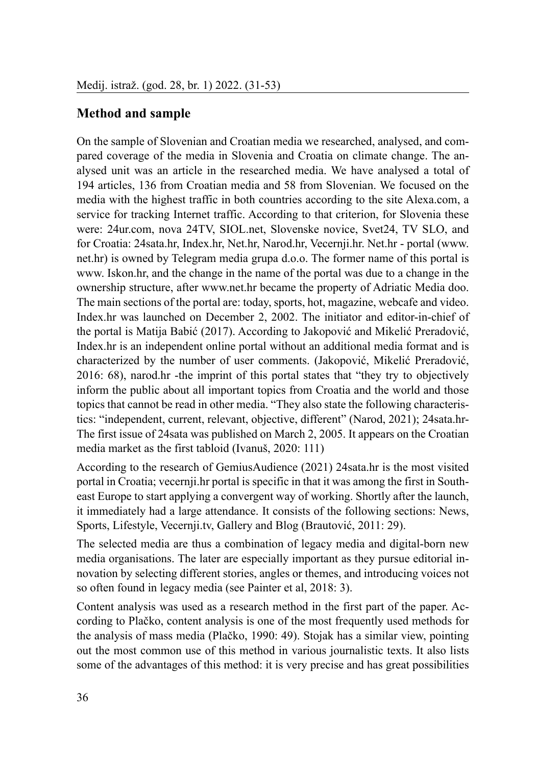## Method and sample

On the sample of Slovenian and Croatian media we researched, analysed, and compared coverage of the media in Slovenia and Croatia on climate change. The analysed unit was an article in the researched media. We have analysed a total of 194 articles, 136 from Croatian media and 58 from Slovenian. We focused on the media with the highest traffic in both countries according to the site Alexa.com, a service for tracking Internet traffic. According to that criterion, for Slovenia these were: 24ur.com, nova 24TV, SIOL.net, Slovenske novice, Svet24, TV SLO, and for Croatia: 24sata.hr, Index.hr, Net.hr, Narod.hr, Vecernji.hr. Net.hr - portal (www.net.hr) is owned by Telegram media grupa d.o.o. The former name of this portal is www. Iskon.hr, and the change in the name of the portal was due to a change in the ownership structure, after www.net.hr became the property of Adriatic Media doo. The main sections of the portal are: today, sports, hot, magazine, webcafe and video. Index.hr was launched on December 2, 2002. The initiator and editor-in-chief of the portal is Matija Babić (2017). According to Jakopović and Mikelić Preradović, Index.hr is an independent online portal without an additional media format and is characterized by the number of user comments. (Jakopović, Mikelić Preradović, 2016: 68), narod.hr -the imprint of this portal states that "they try to objectively inform the public about all important topics from Croatia and the world and those topics that cannot be read in other media. "They also state the following characteristics: "independent, current, relevant, objective, different" (Narod, 2021); 24sata.hr- The first issue of 24sata was published on March 2, 2005. It appears on the Croatian media market as the first tabloid (Ivanuš, 2020: 111)

According to the research of GemiusAudience (2021) 24sata.hr is the most visited portal in Croatia; vecernji.hr portal is specific in that it was among the first in Southeast Europe to start applying a convergent way of working. Shortly after the launch, it immediately had a large attendance. It consists of the following sections: News, Sports, Lifestyle, Vecernji.tv, Gallery and Blog (Brautović, 2011: 29).

The selected media are thus a combination of legacy media and digital-born new media organisations. The later are especially important as they pursue editorial innovation by selecting different stories, angles or themes, and introducing voices not so often found in legacy media (see Painter et al, 2018: 3).

Content analysis was used as a research method in the first part of the paper. According to Plačko, content analysis is one of the most frequently used methods for the analysis of mass media (Plačko, 1990: 49). Stojak has a similar view, pointing out the most common use of this method in various journalistic texts. It also lists some of the advantages of this method: it is very precise and has great possibilities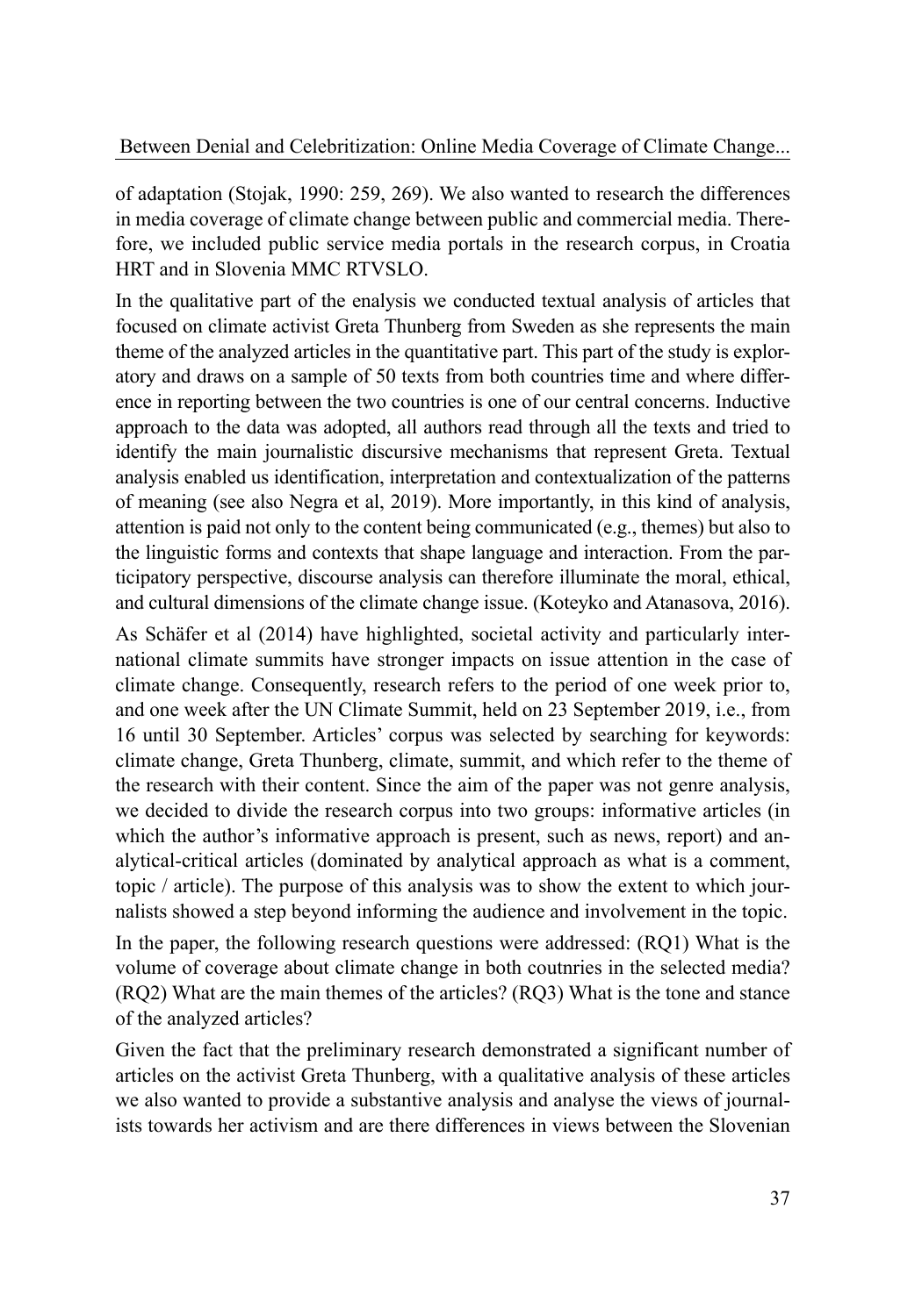of adaptation (Stojak, 1990: 259, 269). We also wanted to research the differences in media coverage of climate change between public and commercial media. Therefore, we included public service media portals in the research corpus, in Croatia HRT and in Slovenia MMC RTVSLO.

In the qualitative part of the enalysis we conducted textual analysis of articles that focused on climate activist Greta Thunberg from Sweden as she represents the main theme of the analyzed articles in the quantitative part. This part of the study is exploratory and draws on a sample of 50 texts from both countries time and where difference in reporting between the two countries is one of our central concerns. Inductive approach to the data was adopted, all authors read through all the texts and tried to identify the main journalistic discursive mechanisms that represent Greta. Textual analysis enabled us identification, interpretation and contextualization of the patterns of meaning (see also Negra et al, 2019). More importantly, in this kind of analysis, attention is paid not only to the content being communicated (e.g., themes) but also to the linguistic forms and contexts that shape language and interaction. From the participatory perspective, discourse analysis can therefore illuminate the moral, ethical, and cultural dimensions of the climate change issue. (Koteyko and Atanasova, 2016).

As Schäfer et al (2014) have highlighted, societal activity and particularly international climate summits have stronger impacts on issue attention in the case of climate change. Consequently, research refers to the period of one week prior to, and one week after the UN Climate Summit, held on 23 September 2019, i.e., from 16 until 30 September. Articles' corpus was selected by searching for keywords: climate change, Greta Thunberg, climate, summit, and which refer to the theme of the research with their content. Since the aim of the paper was not genre analysis, we decided to divide the research corpus into two groups: informative articles (in which the author's informative approach is present, such as news, report) and analytical-critical articles (dominated by analytical approach as what is a comment, topic / article). The purpose of this analysis was to show the extent to which journalists showed a step beyond informing the audience and involvement in the topic.

In the paper, the following research questions were addressed: (RQ1) What is the volume of coverage about climate change in both coutnries in the selected media? (RQ2) What are the main themes of the articles? (RQ3) What is the tone and stance of the analyzed articles?

Given the fact that the preliminary research demonstrated a significant number of articles on the activist Greta Thunberg, with a qualitative analysis of these articles we also wanted to provide a substantive analysis and analyse the views of journalists towards her activism and are there differences in views between the Slovenian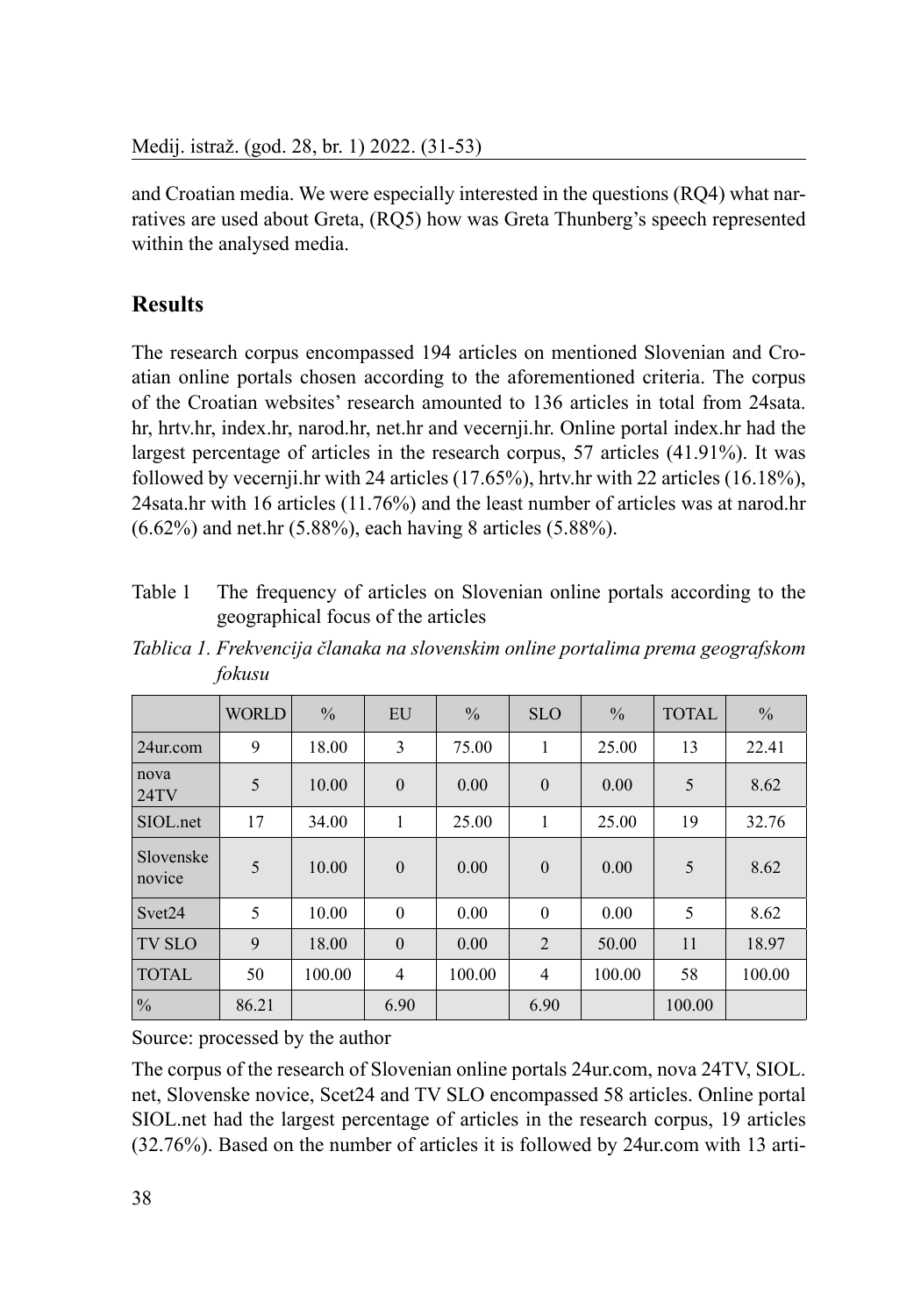and Croatian media. We were especially interested in the questions (RQ4) what narratives are used about Greta, (RQ5) how was Greta Thunberg's speech represented within the analysed media.

## Results

The research corpus encompassed 194 articles on mentioned Slovenian and Croatian online portals chosen according to the aforementioned criteria. The corpus of the Croatian websites' research amounted to 136 articles in total from 24sata.hr, hrtv.hr, index.hr, narod.hr, net.hr and vecernji.hr. Online portal index.hr had the largest percentage of articles in the research corpus, 57 articles (41.91%). It was followed by vecernji.hr with 24 articles (17.65%), hrtv.hr with 22 articles (16.18%), 24sata.hr with 16 articles (11.76%) and the least number of articles was at narod.hr (6.62%) and net.hr (5.88%), each having 8 articles (5.88%).

Table 1 The frequency of articles on Slovenian online portals according to the geographical focus of the articles

*Tablica 1. Frekvencija članaka na slovenskim online portalima prema geografskom fokusu*

| | WORLD | % | EU | % | SLO | % | TOTAL | % |
|---|---|---|---|---|---|---|---|---|
| 24ur.com | 9 | 18.00 | 3 | 75.00 | 1 | 25.00 | 13 | 22.41 |
| nova 24TV | 5 | 10.00 | 0 | 0.00 | 0 | 0.00 | 5 | 8.62 |
| SIOL.net | 17 | 34.00 | 1 | 25.00 | 1 | 25.00 | 19 | 32.76 |
| Slovenske novice | 5 | 10.00 | 0 | 0.00 | 0 | 0.00 | 5 | 8.62 |
| Svet24 | 5 | 10.00 | 0 | 0.00 | 0 | 0.00 | 5 | 8.62 |
| TV SLO | 9 | 18.00 | 0 | 0.00 | 2 | 50.00 | 11 | 18.97 |
| TOTAL | 50 | 100.00 | 4 | 100.00 | 4 | 100.00 | 58 | 100.00 |
| % | 86.21 | | 6.90 | | 6.90 | | 100.00 | |

Source: processed by the author

The corpus of the research of Slovenian online portals 24ur.com, nova 24TV, SIOL.net, Slovenske novice, Scet24 and TV SLO encompassed 58 articles. Online portal SIOL.net had the largest percentage of articles in the research corpus, 19 articles (32.76%). Based on the number of articles it is followed by 24ur.com with 13 arti-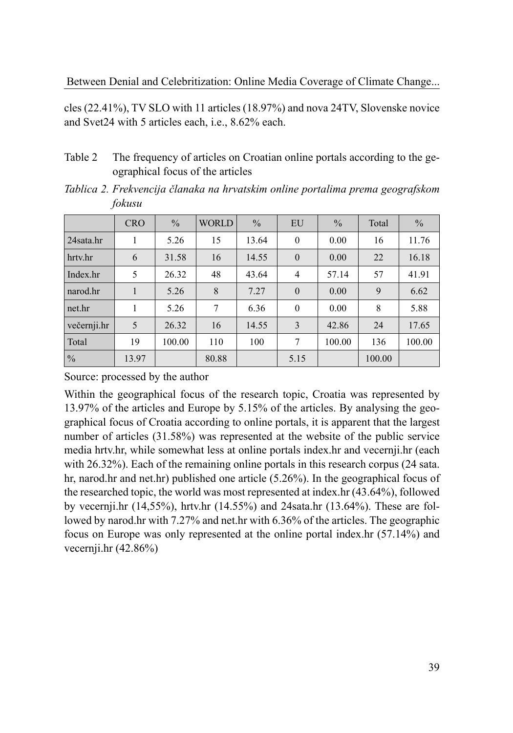cles (22.41%), TV SLO with 11 articles (18.97%) and nova 24TV, Slovenske novice and Svet24 with 5 articles each, i.e., 8.62% each.

Table 2 The frequency of articles on Croatian online portals according to the geographical focus of the articles

*Tablica 2. Frekvencija članaka na hrvatskim online portalima prema geografskom fokusu*

| | CRO | % | WORLD | % | EU | % | Total | % |
|---|---|---|---|---|---|---|---|---|
| 24sata.hr | 1 | 5.26 | 15 | 13.64 | 0 | 0.00 | 16 | 11.76 |
| hrtv.hr | 6 | 31.58 | 16 | 14.55 | 0 | 0.00 | 22 | 16.18 |
| Index.hr | 5 | 26.32 | 48 | 43.64 | 4 | 57.14 | 57 | 41.91 |
| narod.hr | 1 | 5.26 | 8 | 7.27 | 0 | 0.00 | 9 | 6.62 |
| net.hr | 1 | 5.26 | 7 | 6.36 | 0 | 0.00 | 8 | 5.88 |
| večernji.hr | 5 | 26.32 | 16 | 14.55 | 3 | 42.86 | 24 | 17.65 |
| Total | 19 | 100.00 | 110 | 100 | 7 | 100.00 | 136 | 100.00 |
| % | 13.97 | | 80.88 | | 5.15 | | 100.00 | |

Source: processed by the author

Within the geographical focus of the research topic, Croatia was represented by 13.97% of the articles and Europe by 5.15% of the articles. By analysing the geographical focus of Croatia according to online portals, it is apparent that the largest number of articles (31.58%) was represented at the website of the public service media hrtv.hr, while somewhat less at online portals index.hr and vecernji.hr (each with 26.32%). Each of the remaining online portals in this research corpus (24 sata. hr, narod.hr and net.hr) published one article (5.26%). In the geographical focus of the researched topic, the world was most represented at index.hr (43.64%), followed by vecernji.hr (14,55%), hrtv.hr (14.55%) and 24sata.hr (13.64%). These are followed by narod.hr with 7.27% and net.hr with 6.36% of the articles. The geographic focus on Europe was only represented at the online portal index.hr (57.14%) and vecernji.hr (42.86%)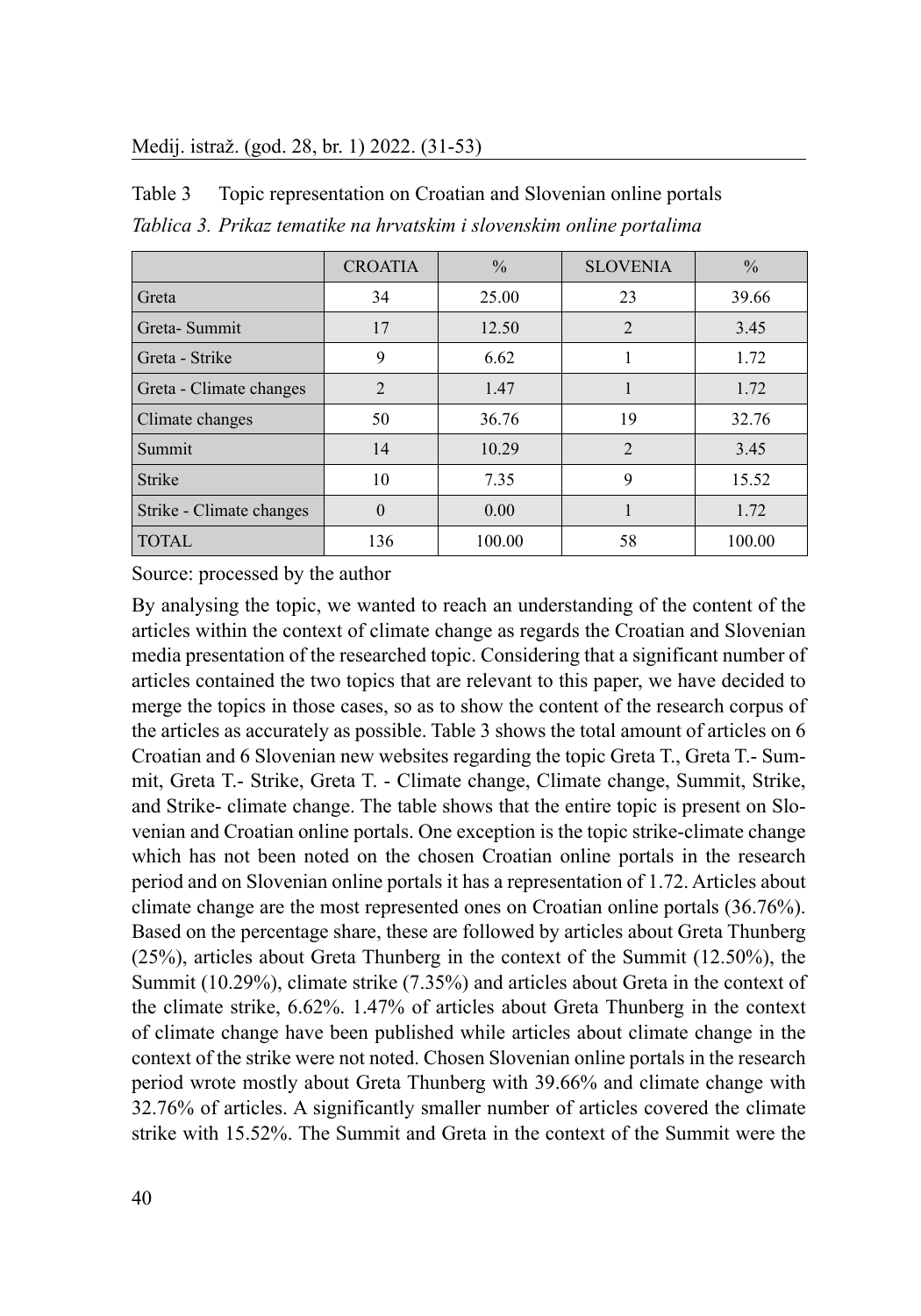Table 3 Topic representation on Croatian and Slovenian online portals

*Tablica 3. Prikaz tematike na hrvatskim i slovenskim online portalima*

| | CROATIA | % | SLOVENIA | % |
|---|---|---|---|---|
| Greta | 34 | 25.00 | 23 | 39.66 |
| Greta- Summit | 17 | 12.50 | 2 | 3.45 |
| Greta - Strike | 9 | 6.62 | 1 | 1.72 |
| Greta - Climate changes | 2 | 1.47 | 1 | 1.72 |
| Climate changes | 50 | 36.76 | 19 | 32.76 |
| Summit | 14 | 10.29 | 2 | 3.45 |
| Strike | 10 | 7.35 | 9 | 15.52 |
| Strike - Climate changes | 0 | 0.00 | 1 | 1.72 |
| TOTAL | 136 | 100.00 | 58 | 100.00 |

Source: processed by the author

By analysing the topic, we wanted to reach an understanding of the content of the articles within the context of climate change as regards the Croatian and Slovenian media presentation of the researched topic. Considering that a significant number of articles contained the two topics that are relevant to this paper, we have decided to merge the topics in those cases, so as to show the content of the research corpus of the articles as accurately as possible. Table 3 shows the total amount of articles on 6 Croatian and 6 Slovenian new websites regarding the topic Greta T., Greta T.- Summit, Greta T.- Strike, Greta T. - Climate change, Climate change, Summit, Strike, and Strike- climate change. The table shows that the entire topic is present on Slovenian and Croatian online portals. One exception is the topic strike-climate change which has not been noted on the chosen Croatian online portals in the research period and on Slovenian online portals it has a representation of 1.72. Articles about climate change are the most represented ones on Croatian online portals (36.76%). Based on the percentage share, these are followed by articles about Greta Thunberg (25%), articles about Greta Thunberg in the context of the Summit (12.50%), the Summit (10.29%), climate strike (7.35%) and articles about Greta in the context of the climate strike, 6.62%. 1.47% of articles about Greta Thunberg in the context of climate change have been published while articles about climate change in the context of the strike were not noted. Chosen Slovenian online portals in the research period wrote mostly about Greta Thunberg with 39.66% and climate change with 32.76% of articles. A significantly smaller number of articles covered the climate strike with 15.52%. The Summit and Greta in the context of the Summit were the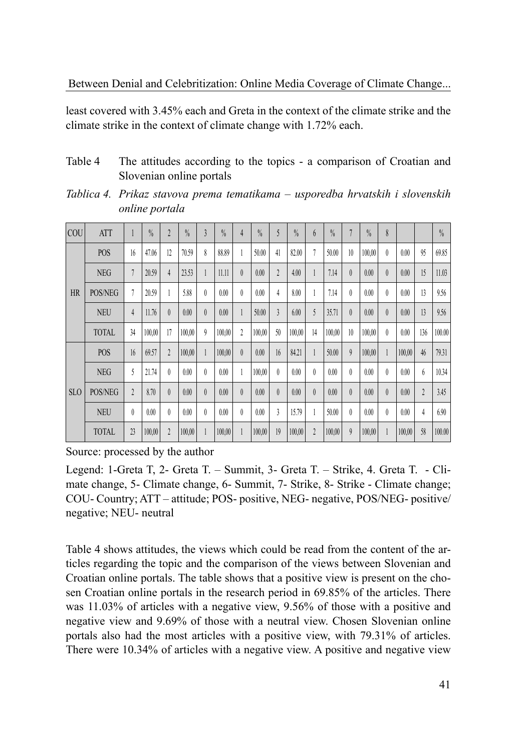least covered with 3.45% each and Greta in the context of the climate strike and the climate strike in the context of climate change with 1.72% each.

Table 4 The attitudes according to the topics - a comparison of Croatian and Slovenian online portals

*Tablica 4. Prikaz stavova prema tematikama – usporedba hrvatskih i slovenskih online portala*

| COU | ATT | 1 | % | 2 | % | 3 | % | 4 | % | 5 | % | 6 | % | 7 | % | 8 | | | % |
|---|---|---|---|---|---|---|---|---|---|---|---|---|---|---|---|---|---|---|---|
| HR | POS | 16 | 47.06 | 12 | 70.59 | 8 | 88.89 | 1 | 50.00 | 41 | 82.00 | 7 | 50.00 | 10 | 100,00 | 0 | 0.00 | 95 | 69.85 |
| | NEG | 7 | 20.59 | 4 | 23.53 | 1 | 11.11 | 0 | 0.00 | 2 | 4.00 | 1 | 7.14 | 0 | 0.00 | 0 | 0.00 | 15 | 11.03 |
| | POS/NEG | 7 | 20.59 | 1 | 5.88 | 0 | 0.00 | 0 | 0.00 | 4 | 8.00 | 1 | 7.14 | 0 | 0.00 | 0 | 0.00 | 13 | 9.56 |
| | NEU | 4 | 11.76 | 0 | 0.00 | 0 | 0.00 | 1 | 50.00 | 3 | 6.00 | 5 | 35.71 | 0 | 0.00 | 0 | 0.00 | 13 | 9.56 |
| | TOTAL | 34 | 100,00 | 17 | 100,00 | 9 | 100,00 | 2 | 100,00 | 50 | 100,00 | 14 | 100,00 | 10 | 100,00 | 0 | 0.00 | 136 | 100.00 |
| SLO | POS | 16 | 69.57 | 2 | 100,00 | 1 | 100,00 | 0 | 0.00 | 16 | 84.21 | 1 | 50.00 | 9 | 100,00 | 1 | 100,00 | 46 | 79.31 |
| | NEG | 5 | 21.74 | 0 | 0.00 | 0 | 0.00 | 1 | 100,00 | 0 | 0.00 | 0 | 0.00 | 0 | 0.00 | 0 | 0.00 | 6 | 10.34 |
| | POS/NEG | 2 | 8.70 | 0 | 0.00 | 0 | 0.00 | 0 | 0.00 | 0 | 0.00 | 0 | 0.00 | 0 | 0.00 | 0 | 0.00 | 2 | 3.45 |
| | NEU | 0 | 0.00 | 0 | 0.00 | 0 | 0.00 | 0 | 0.00 | 3 | 15.79 | 1 | 50.00 | 0 | 0.00 | 0 | 0.00 | 4 | 6.90 |
| | TOTAL | 23 | 100,00 | 2 | 100,00 | 1 | 100,00 | 1 | 100,00 | 19 | 100,00 | 2 | 100,00 | 9 | 100,00 | 1 | 100,00 | 58 | 100.00 |

Source: processed by the author

Legend: 1-Greta T, 2- Greta T. – Summit, 3- Greta T. – Strike, 4. Greta T. - Climate change, 5- Climate change, 6- Summit, 7- Strike, 8- Strike - Climate change; COU- Country; ATT – attitude; POS- positive, NEG- negative, POS/NEG- positive/negative; NEU- neutral

Table 4 shows attitudes, the views which could be read from the content of the articles regarding the topic and the comparison of the views between Slovenian and Croatian online portals. The table shows that a positive view is present on the chosen Croatian online portals in the research period in 69.85% of the articles. There was 11.03% of articles with a negative view, 9.56% of those with a positive and negative view and 9.69% of those with a neutral view. Chosen Slovenian online portals also had the most articles with a positive view, with 79.31% of articles. There were 10.34% of articles with a negative view. A positive and negative view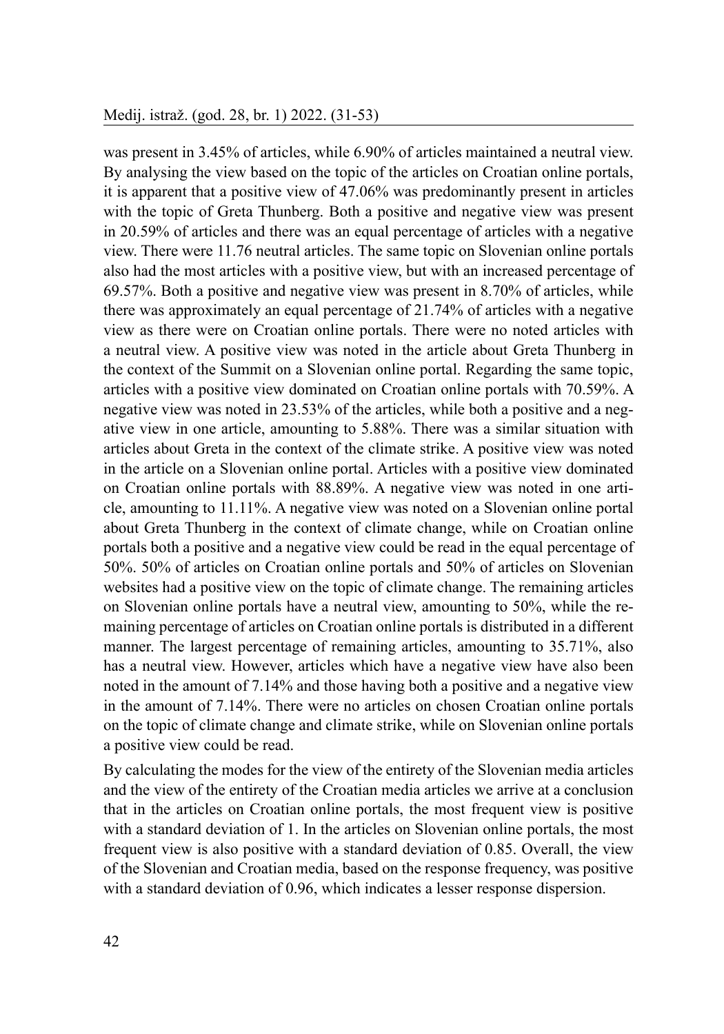was present in 3.45% of articles, while 6.90% of articles maintained a neutral view. By analysing the view based on the topic of the articles on Croatian online portals, it is apparent that a positive view of 47.06% was predominantly present in articles with the topic of Greta Thunberg. Both a positive and negative view was present in 20.59% of articles and there was an equal percentage of articles with a negative view. There were 11.76 neutral articles. The same topic on Slovenian online portals also had the most articles with a positive view, but with an increased percentage of 69.57%. Both a positive and negative view was present in 8.70% of articles, while there was approximately an equal percentage of 21.74% of articles with a negative view as there were on Croatian online portals. There were no noted articles with a neutral view. A positive view was noted in the article about Greta Thunberg in the context of the Summit on a Slovenian online portal. Regarding the same topic, articles with a positive view dominated on Croatian online portals with 70.59%. A negative view was noted in 23.53% of the articles, while both a positive and a negative view in one article, amounting to 5.88%. There was a similar situation with articles about Greta in the context of the climate strike. A positive view was noted in the article on a Slovenian online portal. Articles with a positive view dominated on Croatian online portals with 88.89%. A negative view was noted in one article, amounting to 11.11%. A negative view was noted on a Slovenian online portal about Greta Thunberg in the context of climate change, while on Croatian online portals both a positive and a negative view could be read in the equal percentage of 50%. 50% of articles on Croatian online portals and 50% of articles on Slovenian websites had a positive view on the topic of climate change. The remaining articles on Slovenian online portals have a neutral view, amounting to 50%, while the remaining percentage of articles on Croatian online portals is distributed in a different manner. The largest percentage of remaining articles, amounting to 35.71%, also has a neutral view. However, articles which have a negative view have also been noted in the amount of 7.14% and those having both a positive and a negative view in the amount of 7.14%. There were no articles on chosen Croatian online portals on the topic of climate change and climate strike, while on Slovenian online portals a positive view could be read.

By calculating the modes for the view of the entirety of the Slovenian media articles and the view of the entirety of the Croatian media articles we arrive at a conclusion that in the articles on Croatian online portals, the most frequent view is positive with a standard deviation of 1. In the articles on Slovenian online portals, the most frequent view is also positive with a standard deviation of 0.85. Overall, the view of the Slovenian and Croatian media, based on the response frequency, was positive with a standard deviation of 0.96, which indicates a lesser response dispersion.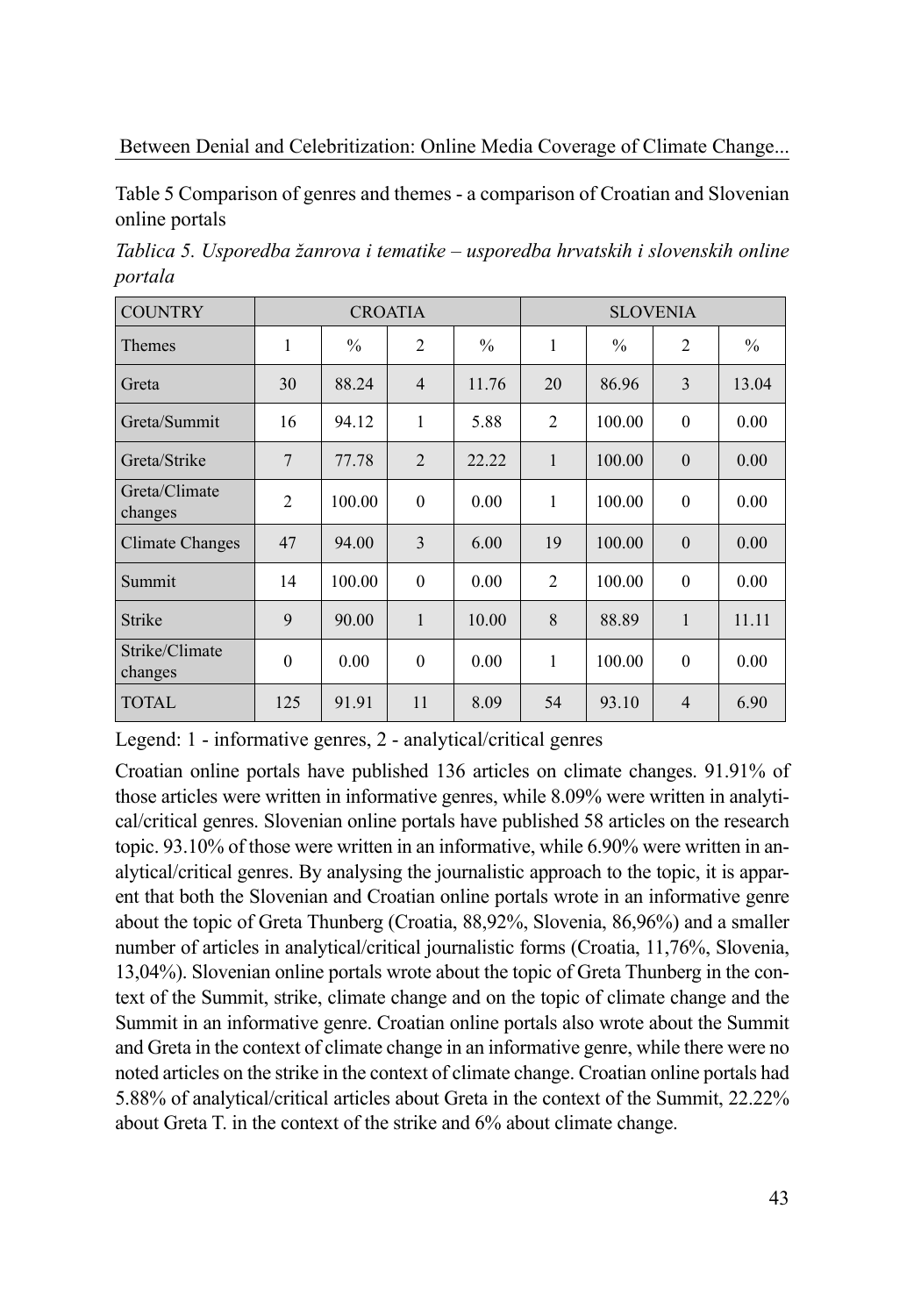Table 5 Comparison of genres and themes - a comparison of Croatian and Slovenian online portals

*Tablica 5. Usporedba žanrova i tematike – usporedba hrvatskih i slovenskih online portala*

| COUNTRY | CROATIA | | | | SLOVENIA | | | |
|---|---|---|---|---|---|---|---|---|
| Themes | 1 | % | 2 | % | 1 | % | 2 | % |
| Greta | 30 | 88.24 | 4 | 11.76 | 20 | 86.96 | 3 | 13.04 |
| Greta/Summit | 16 | 94.12 | 1 | 5.88 | 2 | 100.00 | 0 | 0.00 |
| Greta/Strike | 7 | 77.78 | 2 | 22.22 | 1 | 100.00 | 0 | 0.00 |
| Greta/Climate changes | 2 | 100.00 | 0 | 0.00 | 1 | 100.00 | 0 | 0.00 |
| Climate Changes | 47 | 94.00 | 3 | 6.00 | 19 | 100.00 | 0 | 0.00 |
| Summit | 14 | 100.00 | 0 | 0.00 | 2 | 100.00 | 0 | 0.00 |
| Strike | 9 | 90.00 | 1 | 10.00 | 8 | 88.89 | 1 | 11.11 |
| Strike/Climate changes | 0 | 0.00 | 0 | 0.00 | 1 | 100.00 | 0 | 0.00 |
| TOTAL | 125 | 91.91 | 11 | 8.09 | 54 | 93.10 | 4 | 6.90 |

Legend: 1 - informative genres, 2 - analytical/critical genres

Croatian online portals have published 136 articles on climate changes. 91.91% of those articles were written in informative genres, while 8.09% were written in analytical/critical genres. Slovenian online portals have published 58 articles on the research topic. 93.10% of those were written in an informative, while 6.90% were written in analytical/critical genres. By analysing the journalistic approach to the topic, it is apparent that both the Slovenian and Croatian online portals wrote in an informative genre about the topic of Greta Thunberg (Croatia, 88,92%, Slovenia, 86,96%) and a smaller number of articles in analytical/critical journalistic forms (Croatia, 11,76%, Slovenia, 13,04%). Slovenian online portals wrote about the topic of Greta Thunberg in the context of the Summit, strike, climate change and on the topic of climate change and the Summit in an informative genre. Croatian online portals also wrote about the Summit and Greta in the context of climate change in an informative genre, while there were no noted articles on the strike in the context of climate change. Croatian online portals had 5.88% of analytical/critical articles about Greta in the context of the Summit, 22.22% about Greta T. in the context of the strike and 6% about climate change.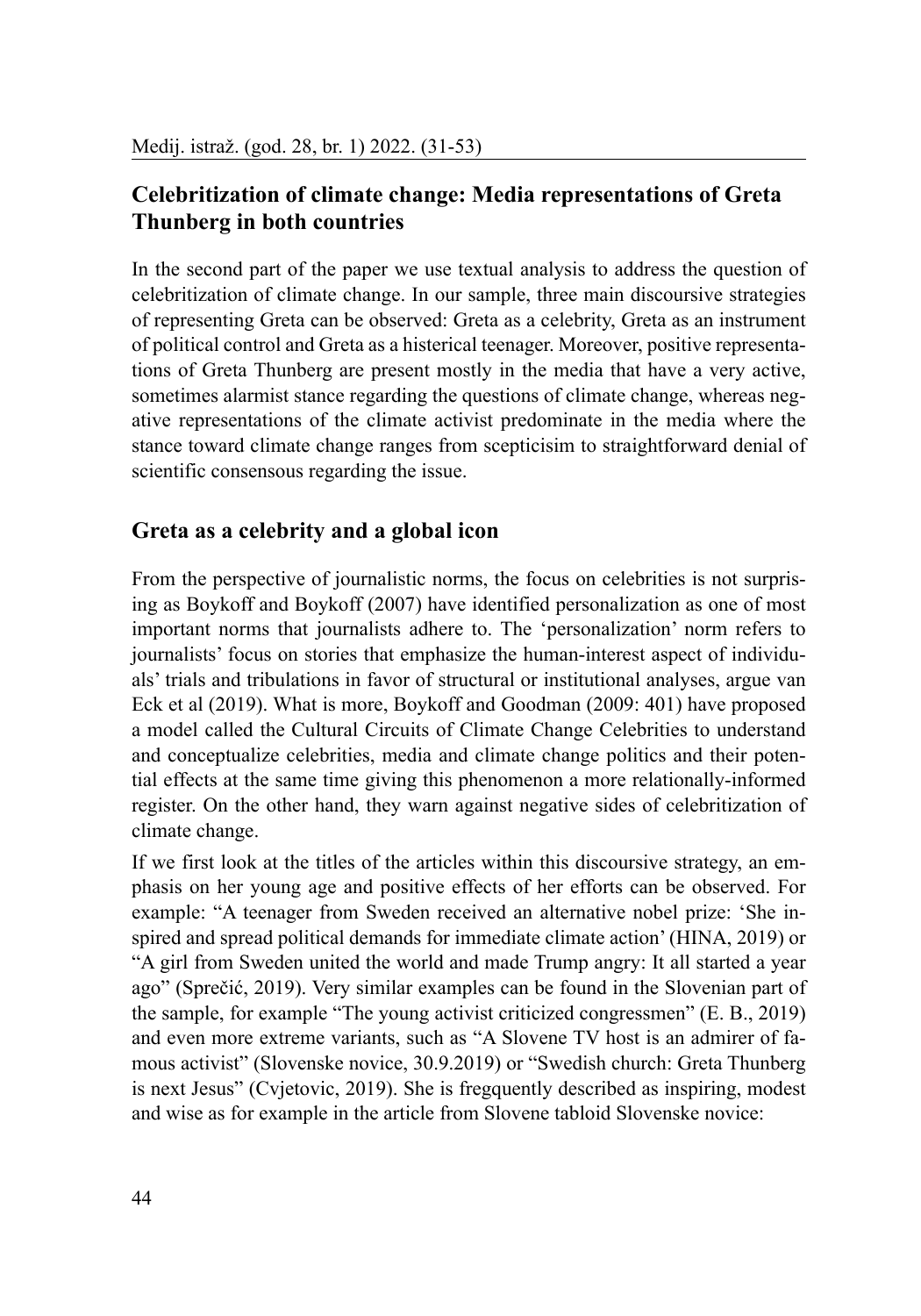## Celebritization of climate change: Media representations of Greta Thunberg in both countries

In the second part of the paper we use textual analysis to address the question of celebritization of climate change. In our sample, three main discoursive strategies of representing Greta can be observed: Greta as a celebrity, Greta as an instrument of political control and Greta as a histerical teenager. Moreover, positive representations of Greta Thunberg are present mostly in the media that have a very active, sometimes alarmist stance regarding the questions of climate change, whereas negative representations of the climate activist predominate in the media where the stance toward climate change ranges from scepticisim to straightforward denial of scientific consensous regarding the issue.

### Greta as a celebrity and a global icon

From the perspective of journalistic norms, the focus on celebrities is not surprising as Boykoff and Boykoff (2007) have identified personalization as one of most important norms that journalists adhere to. The 'personalization' norm refers to journalists' focus on stories that emphasize the human-interest aspect of individuals' trials and tribulations in favor of structural or institutional analyses, argue van Eck et al (2019). What is more, Boykoff and Goodman (2009: 401) have proposed a model called the Cultural Circuits of Climate Change Celebrities to understand and conceptualize celebrities, media and climate change politics and their potential effects at the same time giving this phenomenon a more relationally-informed register. On the other hand, they warn against negative sides of celebritization of climate change.

If we first look at the titles of the articles within this discoursive strategy, an emphasis on her young age and positive effects of her efforts can be observed. For example: "A teenager from Sweden received an alternative nobel prize: 'She inspired and spread political demands for immediate climate action' (HINA, 2019) or "A girl from Sweden united the world and made Trump angry: It all started a year ago" (Sprečić, 2019). Very similar examples can be found in the Slovenian part of the sample, for example "The young activist criticized congressmen" (E. B., 2019) and even more extreme variants, such as "A Slovene TV host is an admirer of famous activist" (Slovenske novice, 30.9.2019) or "Swedish church: Greta Thunberg is next Jesus" (Cvjetovic, 2019). She is fregquently described as inspiring, modest and wise as for example in the article from Slovene tabloid Slovenske novice: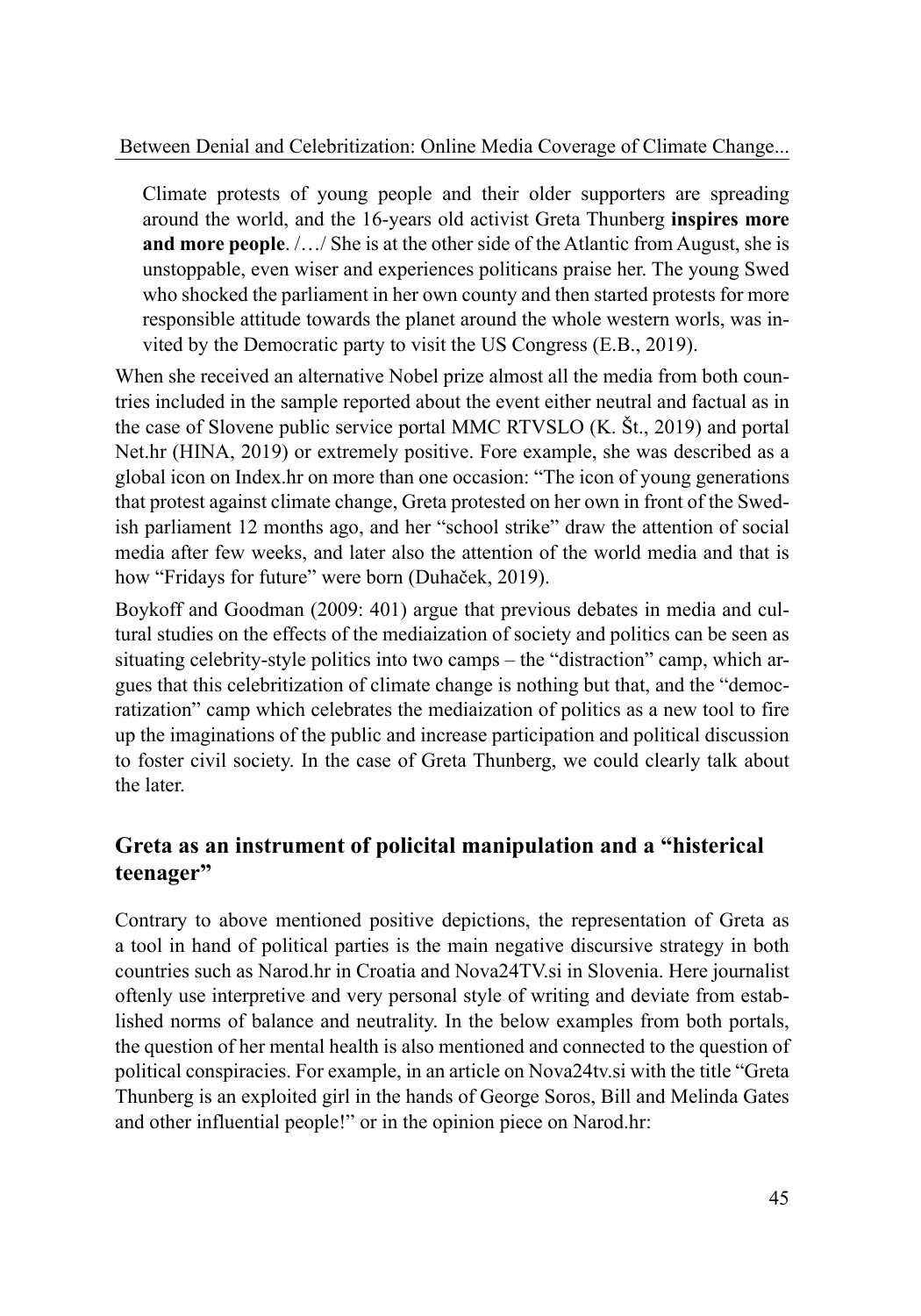> Climate protests of young people and their older supporters are spreading around the world, and the 16-years old activist Greta Thunberg **inspires more and more people**. /…/ She is at the other side of the Atlantic from August, she is unstoppable, even wiser and experiences politicans praise her. The young Swed who shocked the parliament in her own county and then started protests for more responsible attitude towards the planet around the whole western worls, was invited by the Democratic party to visit the US Congress (E.B., 2019).

When she received an alternative Nobel prize almost all the media from both countries included in the sample reported about the event either neutral and factual as in the case of Slovene public service portal MMC RTVSLO (K. Št., 2019) and portal Net.hr (HINA, 2019) or extremely positive. Fore example, she was described as a global icon on Index.hr on more than one occasion: "The icon of young generations that protest against climate change, Greta protested on her own in front of the Swedish parliament 12 months ago, and her "school strike" draw the attention of social media after few weeks, and later also the attention of the world media and that is how "Fridays for future" were born (Duhaček, 2019).

Boykoff and Goodman (2009: 401) argue that previous debates in media and cultural studies on the effects of the mediaization of society and politics can be seen as situating celebrity-style politics into two camps – the "distraction" camp, which argues that this celebritization of climate change is nothing but that, and the "democratization" camp which celebrates the mediaization of politics as a new tool to fire up the imaginations of the public and increase participation and political discussion to foster civil society. In the case of Greta Thunberg, we could clearly talk about the later.

## Greta as an instrument of policital manipulation and a "histerical teenager"

Contrary to above mentioned positive depictions, the representation of Greta as a tool in hand of political parties is the main negative discursive strategy in both countries such as Narod.hr in Croatia and Nova24TV.si in Slovenia. Here journalist oftenly use interpretive and very personal style of writing and deviate from established norms of balance and neutrality. In the below examples from both portals, the question of her mental health is also mentioned and connected to the question of political conspiracies. For example, in an article on Nova24tv.si with the title "Greta Thunberg is an exploited girl in the hands of George Soros, Bill and Melinda Gates and other influential people!" or in the opinion piece on Narod.hr: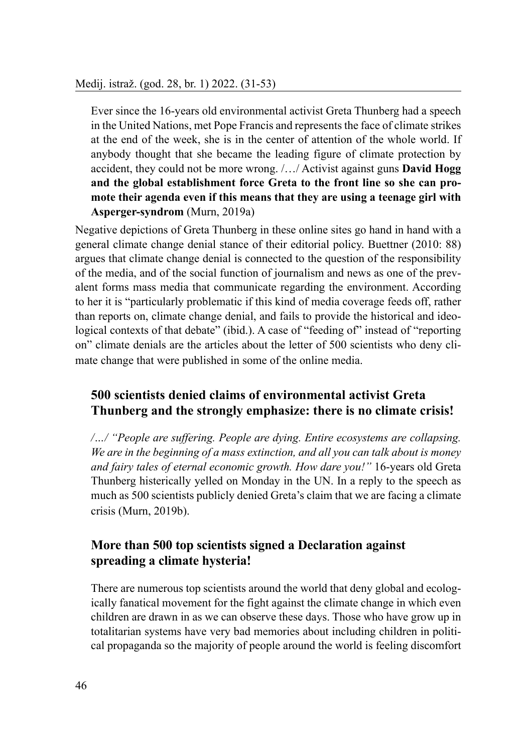> Ever since the 16-years old environmental activist Greta Thunberg had a speech in the United Nations, met Pope Francis and represents the face of climate strikes at the end of the week, she is in the center of attention of the whole world. If anybody thought that she became the leading figure of climate protection by accident, they could not be more wrong. /…/ Activist against guns **David Hogg and the global establishment force Greta to the front line so she can promote their agenda even if this means that they are using a teenage girl with Asperger-syndrom** (Murn, 2019a)

Negative depictions of Greta Thunberg in these online sites go hand in hand with a general climate change denial stance of their editorial policy. Buettner (2010: 88) argues that climate change denial is connected to the question of the responsibility of the media, and of the social function of journalism and news as one of the prevalent forms mass media that communicate regarding the environment. According to her it is "particularly problematic if this kind of media coverage feeds off, rather than reports on, climate change denial, and fails to provide the historical and ideological contexts of that debate" (ibid.). A case of "feeding of" instead of "reporting on" climate denials are the articles about the letter of 500 scientists who deny climate change that were published in some of the online media.

> **500 scientists denied claims of environmental activist Greta Thunberg and the strongly emphasize: there is no climate crisis!**
>
> /…/ *"People are suffering. People are dying. Entire ecosystems are collapsing. We are in the beginning of a mass extinction, and all you can talk about is money and fairy tales of eternal economic growth. How dare you!"* 16-years old Greta Thunberg histerically yelled on Monday in the UN. In a reply to the speech as much as 500 scientists publicly denied Greta's claim that we are facing a climate crisis (Murn, 2019b).

> **More than 500 top scientists signed a Declaration against spreading a climate hysteria!**
>
> There are numerous top scientists around the world that deny global and ecologically fanatical movement for the fight against the climate change in which even children are drawn in as we can observe these days. Those who have grow up in totalitarian systems have very bad memories about including children in political propaganda so the majority of people around the world is feeling discomfort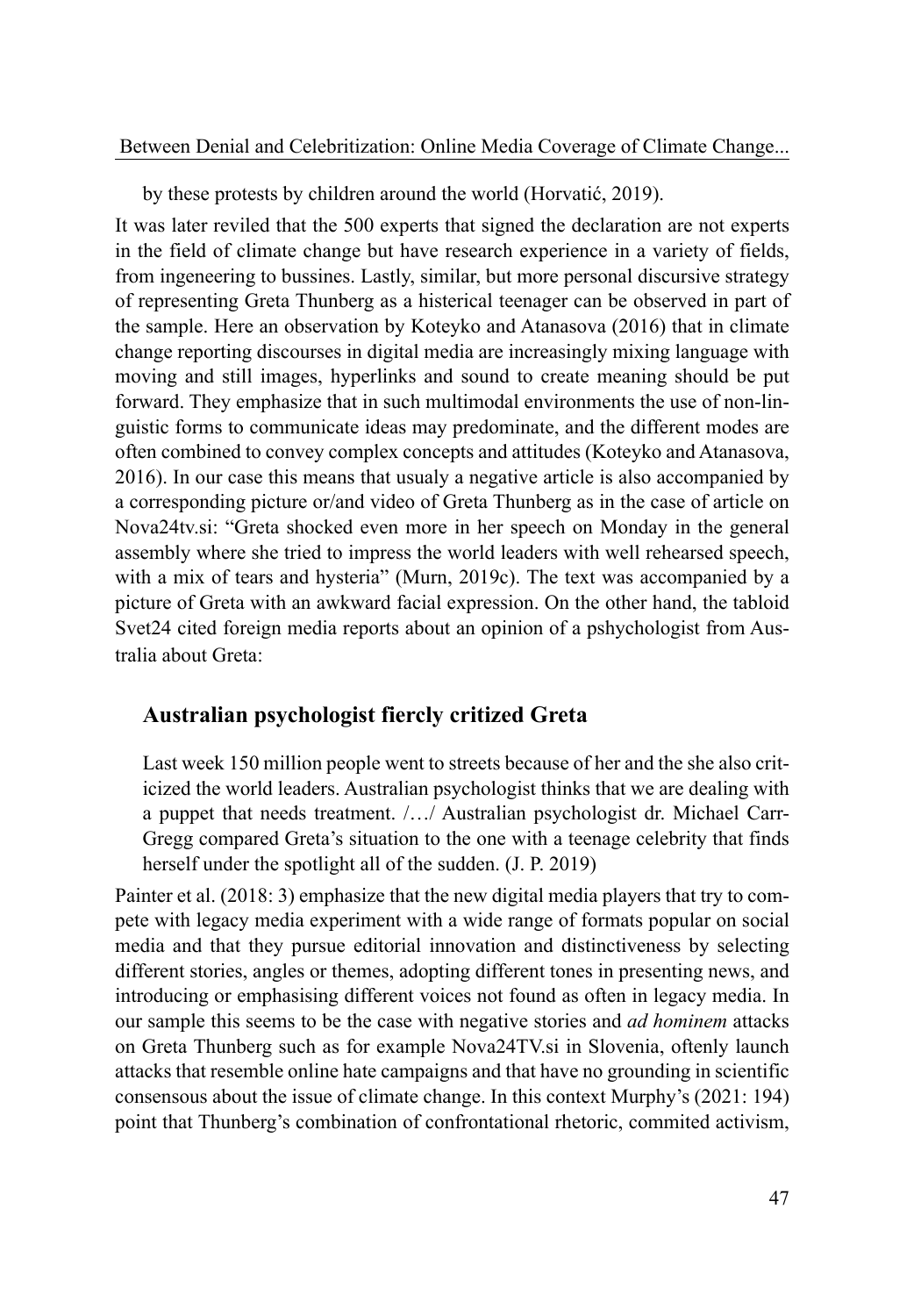by these protests by children around the world (Horvatić, 2019).

It was later reviled that the 500 experts that signed the declaration are not experts in the field of climate change but have research experience in a variety of fields, from ingeneering to bussines. Lastly, similar, but more personal discursive strategy of representing Greta Thunberg as a histerical teenager can be observed in part of the sample. Here an observation by Koteyko and Atanasova (2016) that in climate change reporting discourses in digital media are increasingly mixing language with moving and still images, hyperlinks and sound to create meaning should be put forward. They emphasize that in such multimodal environments the use of non-linguistic forms to communicate ideas may predominate, and the different modes are often combined to convey complex concepts and attitudes (Koteyko and Atanasova, 2016). In our case this means that usualy a negative article is also accompanied by a corresponding picture or/and video of Greta Thunberg as in the case of article on Nova24tv.si: "Greta shocked even more in her speech on Monday in the general assembly where she tried to impress the world leaders with well rehearsed speech, with a mix of tears and hysteria" (Murn, 2019c). The text was accompanied by a picture of Greta with an awkward facial expression. On the other hand, the tabloid Svet24 cited foreign media reports about an opinion of a pshychologist from Australia about Greta:

> **Australian psychologist fiercly critized Greta**
>
> Last week 150 million people went to streets because of her and the she also criticized the world leaders. Australian psychologist thinks that we are dealing with a puppet that needs treatment. /…/ Australian psychologist dr. Michael Carr-Gregg compared Greta's situation to the one with a teenage celebrity that finds herself under the spotlight all of the sudden. (J. P. 2019)

Painter et al. (2018: 3) emphasize that the new digital media players that try to compete with legacy media experiment with a wide range of formats popular on social media and that they pursue editorial innovation and distinctiveness by selecting different stories, angles or themes, adopting different tones in presenting news, and introducing or emphasising different voices not found as often in legacy media. In our sample this seems to be the case with negative stories and *ad hominem* attacks on Greta Thunberg such as for example Nova24TV.si in Slovenia, oftenly launch attacks that resemble online hate campaigns and that have no grounding in scientific consensous about the issue of climate change. In this context Murphy's (2021: 194) point that Thunberg's combination of confrontational rhetoric, commited activism,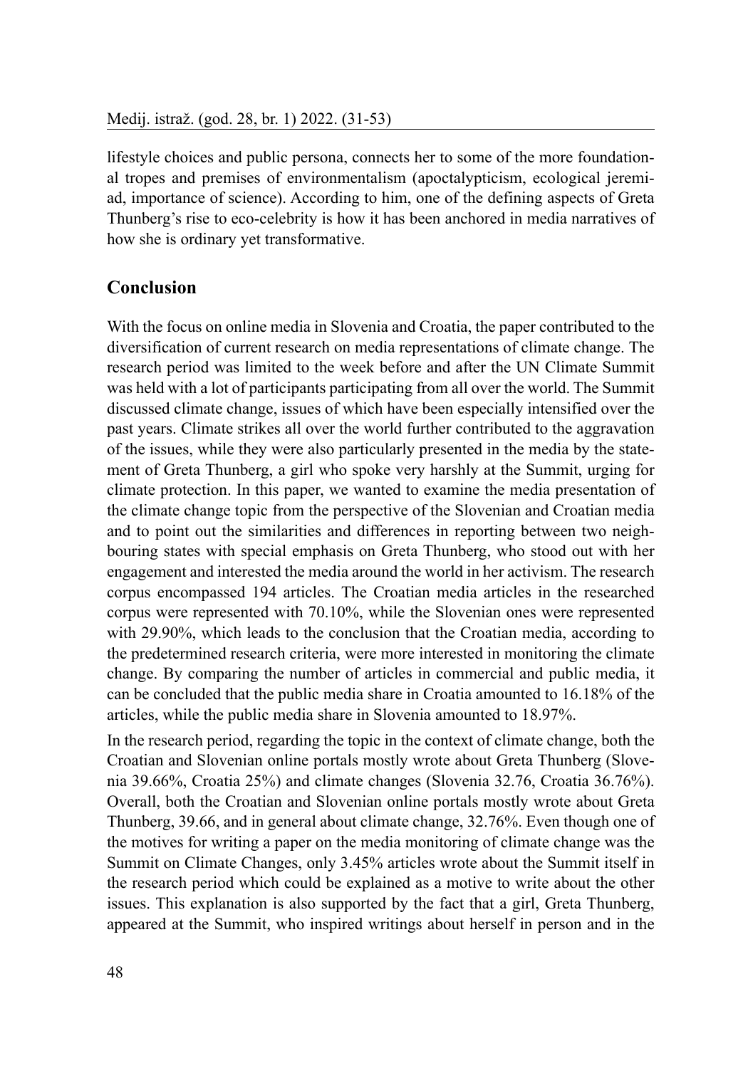lifestyle choices and public persona, connects her to some of the more foundational tropes and premises of environmentalism (apoctalypticism, ecological jeremiad, importance of science). According to him, one of the defining aspects of Greta Thunberg's rise to eco-celebrity is how it has been anchored in media narratives of how she is ordinary yet transformative.

## Conclusion

With the focus on online media in Slovenia and Croatia, the paper contributed to the diversification of current research on media representations of climate change. The research period was limited to the week before and after the UN Climate Summit was held with a lot of participants participating from all over the world. The Summit discussed climate change, issues of which have been especially intensified over the past years. Climate strikes all over the world further contributed to the aggravation of the issues, while they were also particularly presented in the media by the statement of Greta Thunberg, a girl who spoke very harshly at the Summit, urging for climate protection. In this paper, we wanted to examine the media presentation of the climate change topic from the perspective of the Slovenian and Croatian media and to point out the similarities and differences in reporting between two neighbouring states with special emphasis on Greta Thunberg, who stood out with her engagement and interested the media around the world in her activism. The research corpus encompassed 194 articles. The Croatian media articles in the researched corpus were represented with 70.10%, while the Slovenian ones were represented with 29.90%, which leads to the conclusion that the Croatian media, according to the predetermined research criteria, were more interested in monitoring the climate change. By comparing the number of articles in commercial and public media, it can be concluded that the public media share in Croatia amounted to 16.18% of the articles, while the public media share in Slovenia amounted to 18.97%.

In the research period, regarding the topic in the context of climate change, both the Croatian and Slovenian online portals mostly wrote about Greta Thunberg (Slovenia 39.66%, Croatia 25%) and climate changes (Slovenia 32.76, Croatia 36.76%). Overall, both the Croatian and Slovenian online portals mostly wrote about Greta Thunberg, 39.66, and in general about climate change, 32.76%. Even though one of the motives for writing a paper on the media monitoring of climate change was the Summit on Climate Changes, only 3.45% articles wrote about the Summit itself in the research period which could be explained as a motive to write about the other issues. This explanation is also supported by the fact that a girl, Greta Thunberg, appeared at the Summit, who inspired writings about herself in person and in the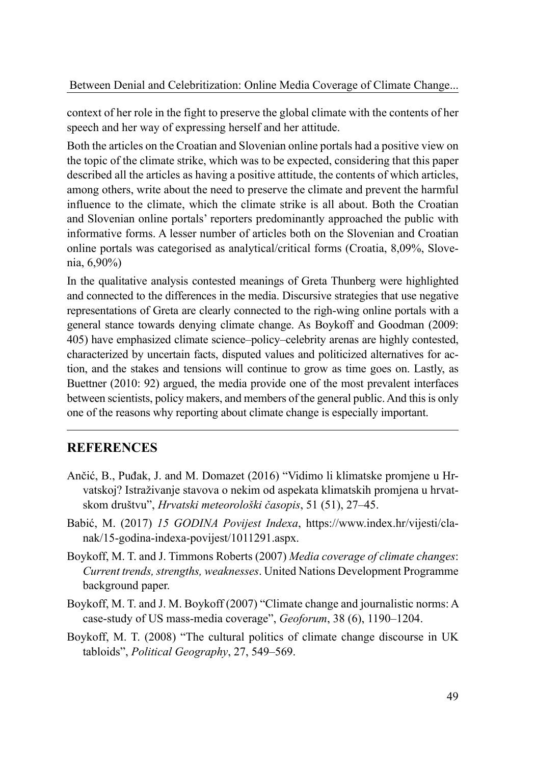context of her role in the fight to preserve the global climate with the contents of her speech and her way of expressing herself and her attitude.

Both the articles on the Croatian and Slovenian online portals had a positive view on the topic of the climate strike, which was to be expected, considering that this paper described all the articles as having a positive attitude, the contents of which articles, among others, write about the need to preserve the climate and prevent the harmful influence to the climate, which the climate strike is all about. Both the Croatian and Slovenian online portals' reporters predominantly approached the public with informative forms. A lesser number of articles both on the Slovenian and Croatian online portals was categorised as analytical/critical forms (Croatia, 8,09%, Slovenia, 6,90%)

In the qualitative analysis contested meanings of Greta Thunberg were highlighted and connected to the differences in the media. Discursive strategies that use negative representations of Greta are clearly connected to the righ-wing online portals with a general stance towards denying climate change. As Boykoff and Goodman (2009: 405) have emphasized climate science–policy–celebrity arenas are highly contested, characterized by uncertain facts, disputed values and politicized alternatives for action, and the stakes and tensions will continue to grow as time goes on. Lastly, as Buettner (2010: 92) argued, the media provide one of the most prevalent interfaces between scientists, policy makers, and members of the general public. And this is only one of the reasons why reporting about climate change is especially important.

## REFERENCES

Ančić, B., Puđak, J. and M. Domazet (2016) "Vidimo li klimatske promjene u Hrvatskoj? Istraživanje stavova o nekim od aspekata klimatskih promjena u hrvatskom društvu", *Hrvatski meteorološki časopis*, 51 (51), 27–45.

Babić, M. (2017) *15 GODINA Povijest Indexa*, https://www.index.hr/vijesti/clanak/15-godina-indexa-povijest/1011291.aspx.

Boykoff, M. T. and J. Timmons Roberts (2007) *Media coverage of climate changes*: *Current trends, strengths, weaknesses*. United Nations Development Programme background paper.

Boykoff, M. T. and J. M. Boykoff (2007) "Climate change and journalistic norms: A case-study of US mass-media coverage", *Geoforum*, 38 (6), 1190–1204.

Boykoff, M. T. (2008) "The cultural politics of climate change discourse in UK tabloids", *Political Geography*, 27, 549–569.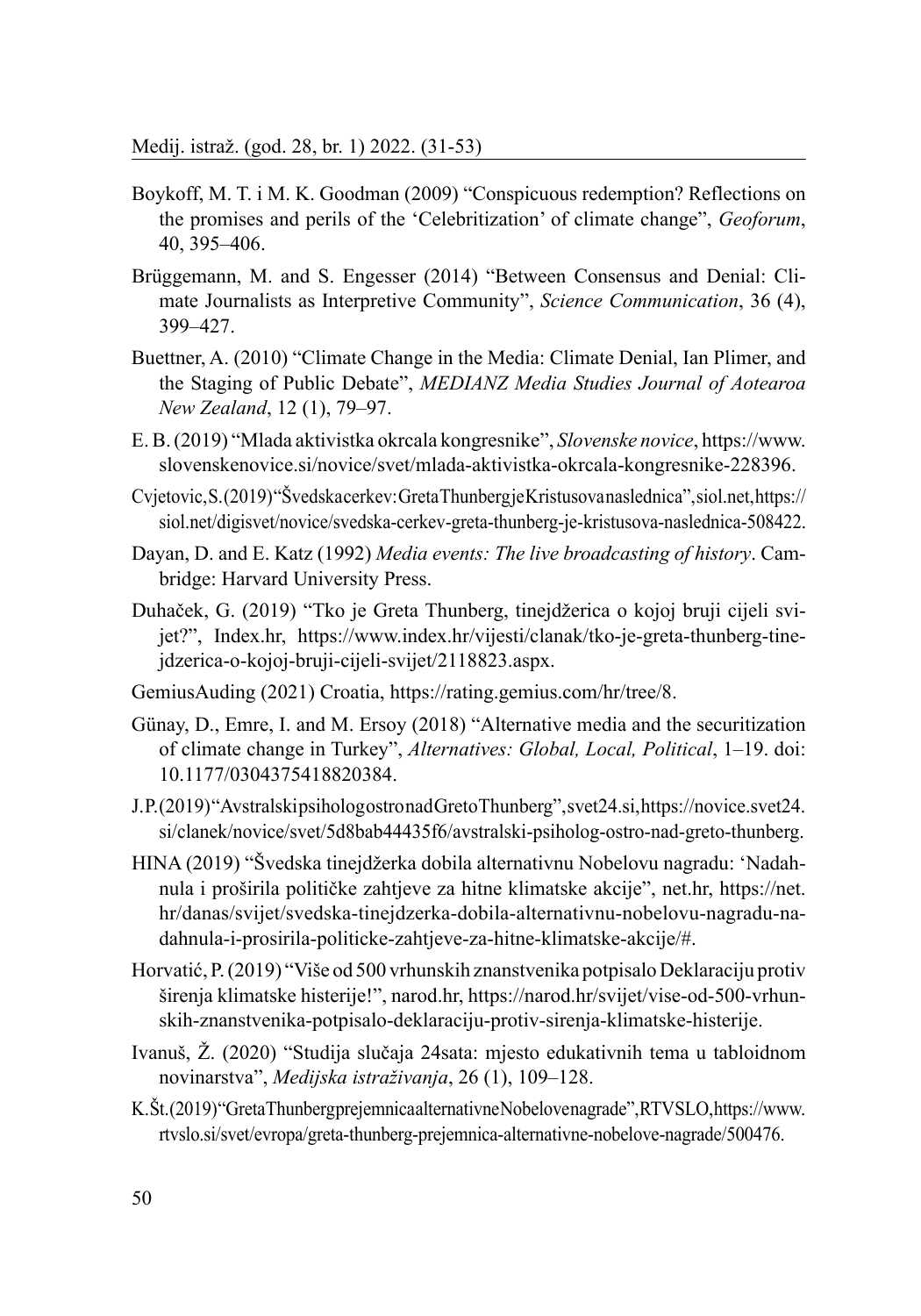Boykoff, M. T. i M. K. Goodman (2009) "Conspicuous redemption? Reflections on the promises and perils of the 'Celebritization' of climate change", *Geoforum*, 40, 395–406.

Brüggemann, M. and S. Engesser (2014) "Between Consensus and Denial: Climate Journalists as Interpretive Community", *Science Communication*, 36 (4), 399–427.

Buettner, A. (2010) "Climate Change in the Media: Climate Denial, Ian Plimer, and the Staging of Public Debate", *MEDIANZ Media Studies Journal of Aotearoa New Zealand*, 12 (1), 79–97.

E. B. (2019) "Mlada aktivistka okrcala kongresnike", *Slovenske novice*, https://www.slovenskenovice.si/novice/svet/mlada-aktivistka-okrcala-kongresnike-228396.

Cvjetovic, S. (2019) "Švedska cerkev: Greta Thunberg je Kristusova naslednica", siol.net, https://siol.net/digisvet/novice/svedska-cerkev-greta-thunberg-je-kristusova-naslednica-508422.

Dayan, D. and E. Katz (1992) *Media events: The live broadcasting of history*. Cambridge: Harvard University Press.

Duhaček, G. (2019) "Tko je Greta Thunberg, tinejdžerica o kojoj bruji cijeli svijet?", Index.hr, https://www.index.hr/vijesti/clanak/tko-je-greta-thunberg-tinejdzerica-o-kojoj-bruji-cijeli-svijet/2118823.aspx.

GemiusAuding (2021) Croatia, https://rating.gemius.com/hr/tree/8.

Günay, D., Emre, I. and M. Ersoy (2018) "Alternative media and the securitization of climate change in Turkey", *Alternatives: Global, Local, Political*, 1–19. doi: 10.1177/0304375418820384.

J.P. (2019) "Avstralski psiholog ostro nad Greto Thunberg", svet24.si, https://novice.svet24.si/clanek/novice/svet/5d8bab44435f6/avstralski-psiholog-ostro-nad-greto-thunberg.

HINA (2019) "Švedska tinejdžerka dobila alternativnu Nobelovu nagradu: 'Nadahnula i proširila političke zahtjeve za hitne klimatske akcije", net.hr, https://net.hr/danas/svijet/svedska-tinejdzerka-dobila-alternativnu-nobelovu-nagradu-nadahnula-i-prosirila-politicke-zahtjeve-za-hitne-klimatske-akcije/#.

Horvatić, P. (2019) "Više od 500 vrhunskih znanstvenika potpisalo Deklaraciju protiv širenja klimatske histerije!", narod.hr, https://narod.hr/svijet/vise-od-500-vrhunskih-znanstvenika-potpisalo-deklaraciju-protiv-sirenja-klimatske-histerije.

Ivanuš, Ž. (2020) "Studija slučaja 24sata: mjesto edukativnih tema u tabloidnom novinarstva", *Medijska istraživanja*, 26 (1), 109–128.

K.Št. (2019) "Greta Thunberg prejemnica alternativne Nobelove nagrade", RTVSLO, https://www.rtvslo.si/svet/evropa/greta-thunberg-prejemnica-alternativne-nobelove-nagrade/500476.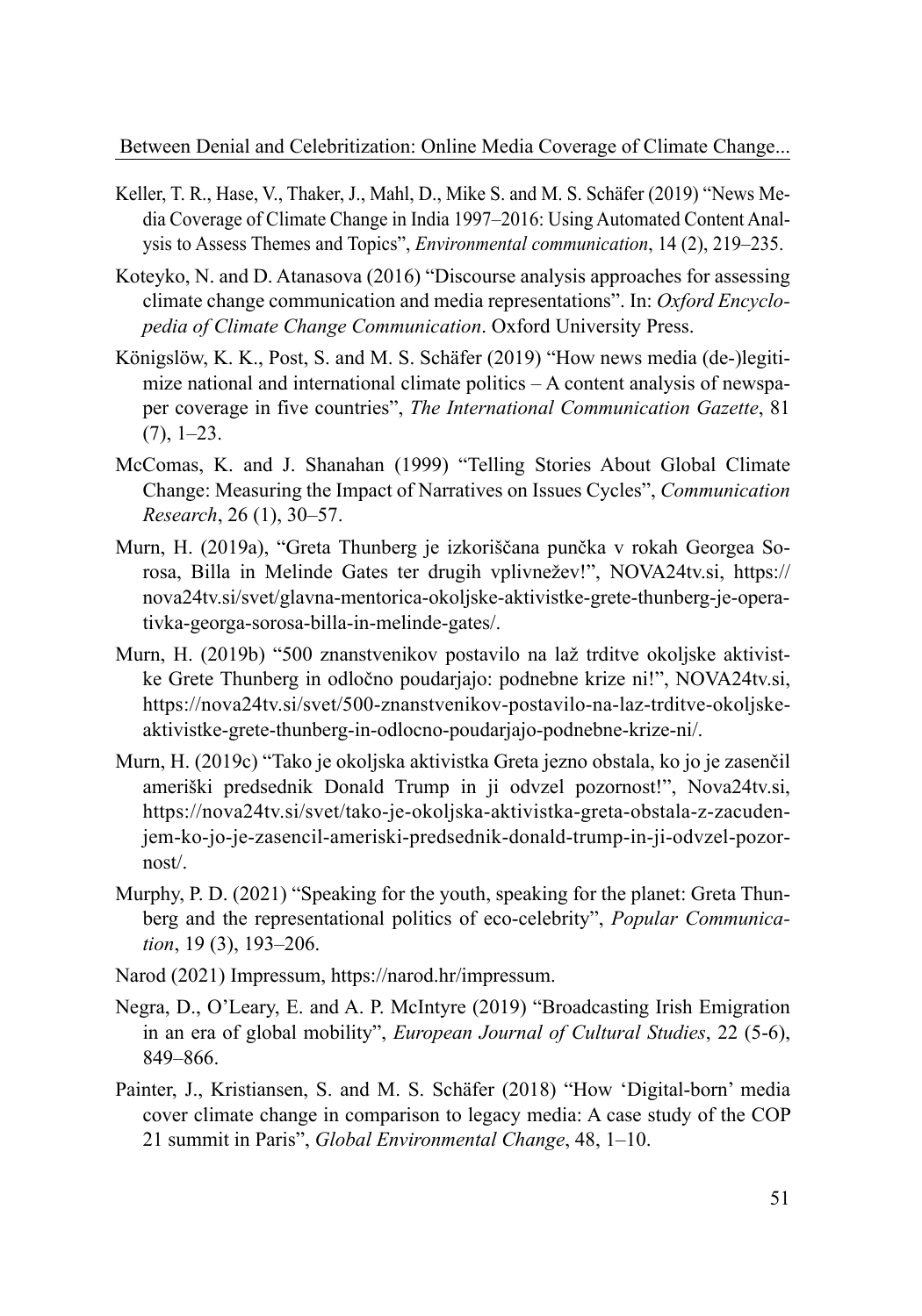Keller, T. R., Hase, V., Thaker, J., Mahl, D., Mike S. and M. S. Schäfer (2019) "News Media Coverage of Climate Change in India 1997–2016: Using Automated Content Analysis to Assess Themes and Topics", *Environmental communication*, 14 (2), 219–235.

Koteyko, N. and D. Atanasova (2016) "Discourse analysis approaches for assessing climate change communication and media representations". In: *Oxford Encyclopedia of Climate Change Communication*. Oxford University Press.

Königslöw, K. K., Post, S. and M. S. Schäfer (2019) "How news media (de-)legitimize national and international climate politics – A content analysis of newspaper coverage in five countries", *The International Communication Gazette*, 81 (7), 1–23.

McComas, K. and J. Shanahan (1999) "Telling Stories About Global Climate Change: Measuring the Impact of Narratives on Issues Cycles", *Communication Research*, 26 (1), 30–57.

Murn, H. (2019a), "Greta Thunberg je izkoriščana punčka v rokah Georgea Sorosa, Billa in Melinde Gates ter drugih vplivnežev!", NOVA24tv.si, https://nova24tv.si/svet/glavna-mentorica-okoljske-aktivistke-grete-thunberg-je-operativka-georga-sorosa-billa-in-melinde-gates/.

Murn, H. (2019b) "500 znanstvenikov postavilo na laž trditve okoljske aktivistke Grete Thunberg in odločno poudarjajo: podnebne krize ni!", NOVA24tv.si, https://nova24tv.si/svet/500-znanstvenikov-postavilo-na-laz-trditve-okoljske-aktivistke-grete-thunberg-in-odlocno-poudarjajo-podnebne-krize-ni/.

Murn, H. (2019c) "Tako je okoljska aktivistka Greta jezno obstala, ko jo je zasenčil ameriški predsednik Donald Trump in ji odvzel pozornost!", Nova24tv.si, https://nova24tv.si/svet/tako-je-okoljska-aktivistka-greta-obstala-z-zacudenjem-ko-jo-je-zasencil-ameriski-predsednik-donald-trump-in-ji-odvzel-pozornost/.

Murphy, P. D. (2021) "Speaking for the youth, speaking for the planet: Greta Thunberg and the representational politics of eco-celebrity", *Popular Communication*, 19 (3), 193–206.

Narod (2021) Impressum, https://narod.hr/impressum.

Negra, D., O'Leary, E. and A. P. McIntyre (2019) "Broadcasting Irish Emigration in an era of global mobility", *European Journal of Cultural Studies*, 22 (5-6), 849–866.

Painter, J., Kristiansen, S. and M. S. Schäfer (2018) "How 'Digital-born' media cover climate change in comparison to legacy media: A case study of the COP 21 summit in Paris", *Global Environmental Change*, 48, 1–10.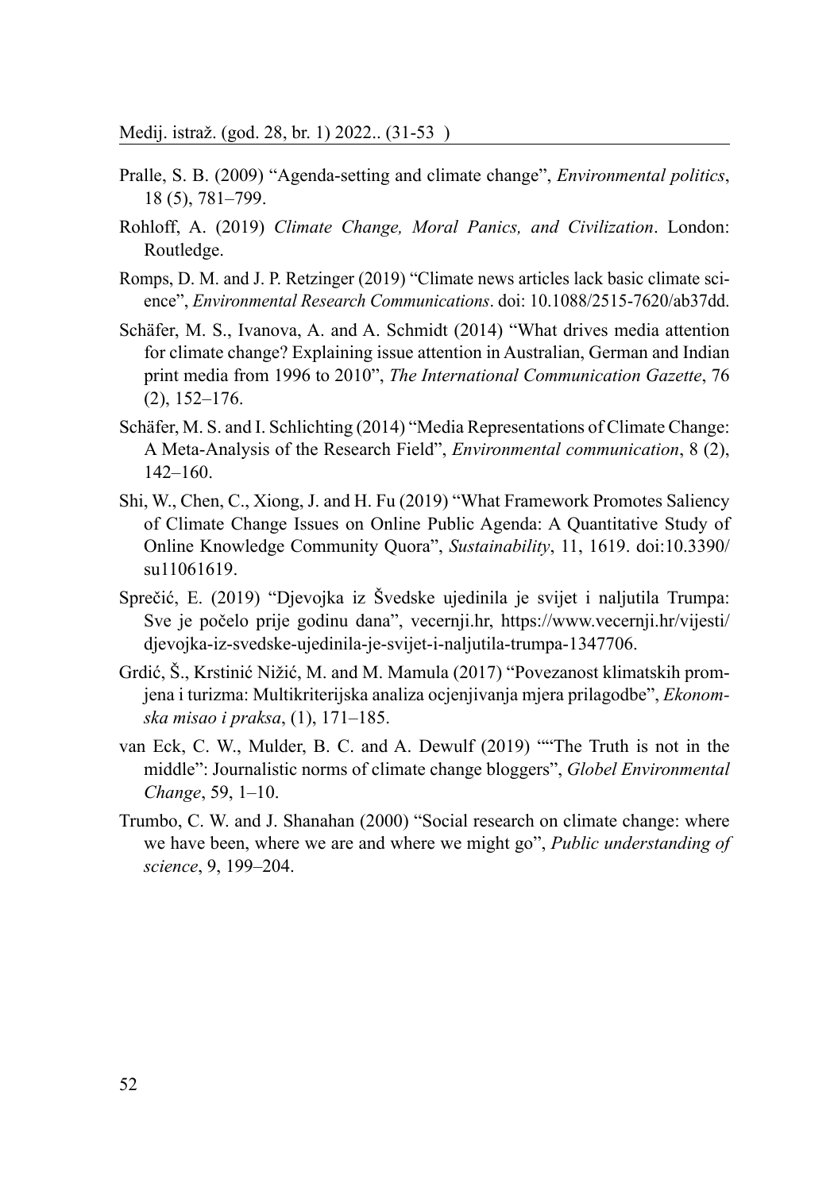Pralle, S. B. (2009) "Agenda-setting and climate change", *Environmental politics*, 18 (5), 781–799.

Rohloff, A. (2019) *Climate Change, Moral Panics, and Civilization*. London: Routledge.

Romps, D. M. and J. P. Retzinger (2019) "Climate news articles lack basic climate science", *Environmental Research Communications*. doi: 10.1088/2515-7620/ab37dd.

Schäfer, M. S., Ivanova, A. and A. Schmidt (2014) "What drives media attention for climate change? Explaining issue attention in Australian, German and Indian print media from 1996 to 2010", *The International Communication Gazette*, 76 (2), 152–176.

Schäfer, M. S. and I. Schlichting (2014) "Media Representations of Climate Change: A Meta-Analysis of the Research Field", *Environmental communication*, 8 (2), 142–160.

Shi, W., Chen, C., Xiong, J. and H. Fu (2019) "What Framework Promotes Saliency of Climate Change Issues on Online Public Agenda: A Quantitative Study of Online Knowledge Community Quora", *Sustainability*, 11, 1619. doi:10.3390/su11061619.

Sprečić, E. (2019) "Djevojka iz Švedske ujedinila je svijet i naljutila Trumpa: Sve je počelo prije godinu dana", vecernji.hr, https://www.vecernji.hr/vijesti/djevojka-iz-svedske-ujedinila-je-svijet-i-naljutila-trumpa-1347706.

Grdić, Š., Krstinić Nižić, M. and M. Mamula (2017) "Povezanost klimatskih promjena i turizma: Multikriterijska analiza ocjenjivanja mjera prilagodbe", *Ekonomska misao i praksa*, (1), 171–185.

van Eck, C. W., Mulder, B. C. and A. Dewulf (2019) ""The Truth is not in the middle": Journalistic norms of climate change bloggers", *Globel Environmental Change*, 59, 1–10.

Trumbo, C. W. and J. Shanahan (2000) "Social research on climate change: where we have been, where we are and where we might go", *Public understanding of science*, 9, 199–204.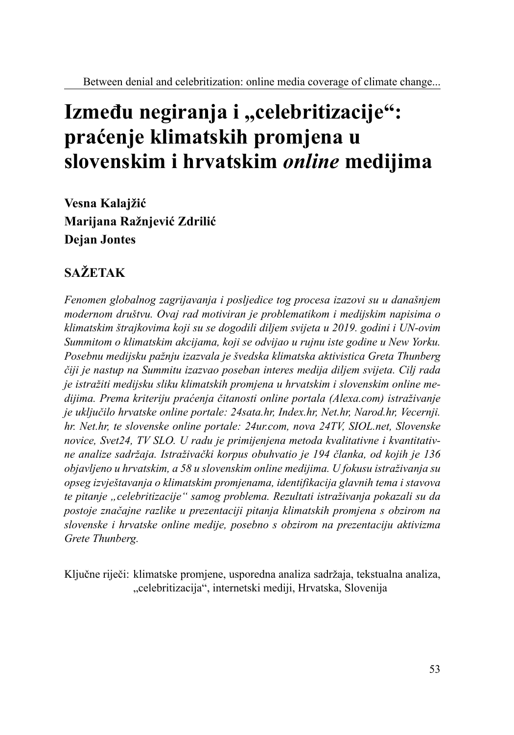# Između negiranja i „celebritizacije“: praćenje klimatskih promjena u slovenskim i hrvatskim *online* medijima

**Vesna Kalajžić**
**Marijana Ražnjević Zdrilić**
**Dejan Jontes**

## SAŽETAK

*Fenomen globalnog zagrijavanja i posljedice tog procesa izazovi su u današnjem modernom društvu. Ovaj rad motiviran je problematikom i medijskim napisima o klimatskim štrajkovima koji su se dogodili diljem svijeta u 2019. godini i UN-ovim Summitom o klimatskim akcijama, koji se odvijao u rujnu iste godine u New Yorku. Posebnu medijsku pažnju izazvala je švedska klimatska aktivistica Greta Thunberg čiji je nastup na Summitu izazvao poseban interes medija diljem svijeta. Cilj rada je istražiti medijsku sliku klimatskih promjena u hrvatskim i slovenskim online medijima. Prema kriteriju praćenja čitanosti online portala (Alexa.com) istraživanje je uključilo hrvatske online portale: 24sata.hr, Index.hr, Net.hr, Narod.hr, Vecernji. hr. Net.hr, te slovenske online portale: 24ur.com, nova 24TV, SIOL.net, Slovenske novice, Svet24, TV SLO. U radu je primijenjena metoda kvalitativne i kvantitativne analize sadržaja. Istraživački korpus obuhvatio je 194 članka, od kojih je 136 objavljeno u hrvatskim, a 58 u slovenskim online medijima. U fokusu istraživanja su opseg izvještavanja o klimatskim promjenama, identifikacija glavnih tema i stavova te pitanje „celebritizacije“ samog problema. Rezultati istraživanja pokazali su da postoje značajne razlike u prezentaciji pitanja klimatskih promjena s obzirom na slovenske i hrvatske online medije, posebno s obzirom na prezentaciju aktivizma Grete Thunberg.*

Ključne riječi: klimatske promjene, usporedna analiza sadržaja, tekstualna analiza, „celebritizacija“, internetski mediji, Hrvatska, Slovenija